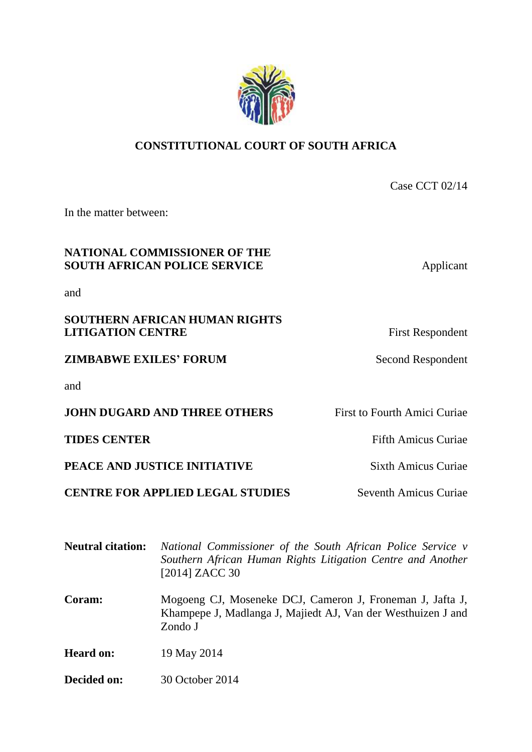# CONSTITUTIONAL COURT OF SOUTH AFRICA

Case CCT 02/14

In the matter between:

| | |
|---|---|
| **NATIONAL COMMISSIONER OF THE SOUTH AFRICAN POLICE SERVICE** | Applicant |
| and | |
| **SOUTHERN AFRICAN HUMAN RIGHTS LITIGATION CENTRE** | First Respondent |
| **ZIMBABWE EXILES' FORUM** | Second Respondent |
| and | |
| **JOHN DUGARD AND THREE OTHERS** | First to Fourth Amici Curiae |
| **TIDES CENTER** | Fifth Amicus Curiae |
| **PEACE AND JUSTICE INITIATIVE** | Sixth Amicus Curiae |
| **CENTRE FOR APPLIED LEGAL STUDIES** | Seventh Amicus Curiae |

**Neutral citation:** *National Commissioner of the South African Police Service v Southern African Human Rights Litigation Centre and Another* [2014] ZACC 30

**Coram:** Mogoeng CJ, Moseneke DCJ, Cameron J, Froneman J, Jafta J, Khampepe J, Madlanga J, Majiedt AJ, Van der Westhuizen J and Zondo J

**Heard on:** 19 May 2014

**Decided on:** 30 October 2014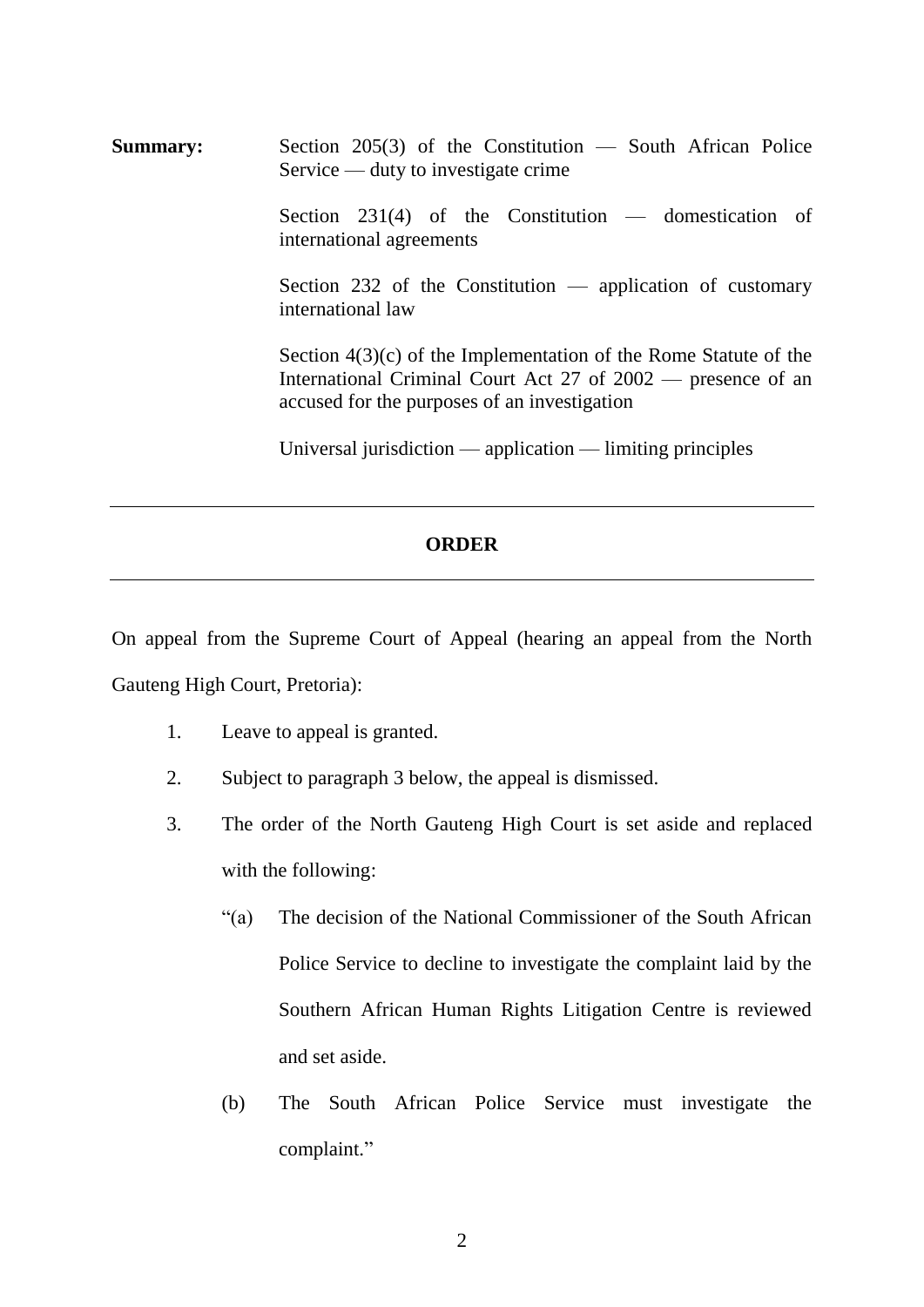**Summary:** Section 205(3) of the Constitution — South African Police Service — duty to investigate crime

Section 231(4) of the Constitution — domestication of international agreements

Section 232 of the Constitution — application of customary international law

Section 4(3)(c) of the Implementation of the Rome Statute of the International Criminal Court Act 27 of 2002 — presence of an accused for the purposes of an investigation

Universal jurisdiction — application — limiting principles

---

## ORDER

---

On appeal from the Supreme Court of Appeal (hearing an appeal from the North Gauteng High Court, Pretoria):

1. Leave to appeal is granted.
2. Subject to paragraph 3 below, the appeal is dismissed.
3. The order of the North Gauteng High Court is set aside and replaced with the following:

   "(a) The decision of the National Commissioner of the South African Police Service to decline to investigate the complaint laid by the Southern African Human Rights Litigation Centre is reviewed and set aside.

   (b) The South African Police Service must investigate the complaint."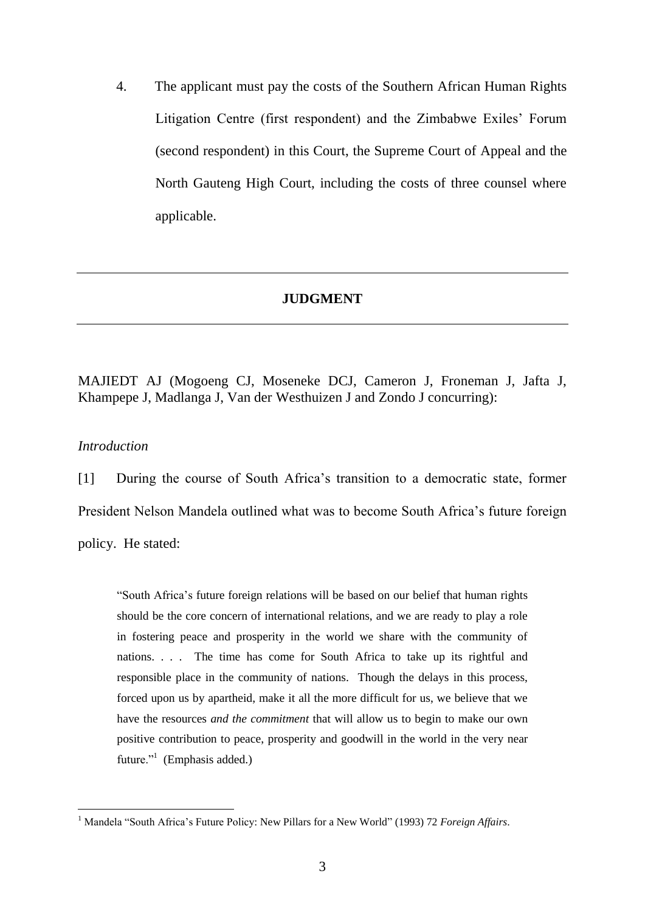4. The applicant must pay the costs of the Southern African Human Rights Litigation Centre (first respondent) and the Zimbabwe Exiles' Forum (second respondent) in this Court, the Supreme Court of Appeal and the North Gauteng High Court, including the costs of three counsel where applicable.

---

**JUDGMENT**

---

MAJIEDT AJ (Mogoeng CJ, Moseneke DCJ, Cameron J, Froneman J, Jafta J, Khampepe J, Madlanga J, Van der Westhuizen J and Zondo J concurring):

*Introduction*

[1] During the course of South Africa's transition to a democratic state, former President Nelson Mandela outlined what was to become South Africa's future foreign policy. He stated:

> "South Africa's future foreign relations will be based on our belief that human rights should be the core concern of international relations, and we are ready to play a role in fostering peace and prosperity in the world we share with the community of nations. . . . The time has come for South Africa to take up its rightful and responsible place in the community of nations. Though the delays in this process, forced upon us by apartheid, make it all the more difficult for us, we believe that we have the resources *and the commitment* that will allow us to begin to make our own positive contribution to peace, prosperity and goodwill in the world in the very near future."[1] (Emphasis added.)

[1] Mandela "South Africa's Future Policy: New Pillars for a New World" (1993) 72 *Foreign Affairs*.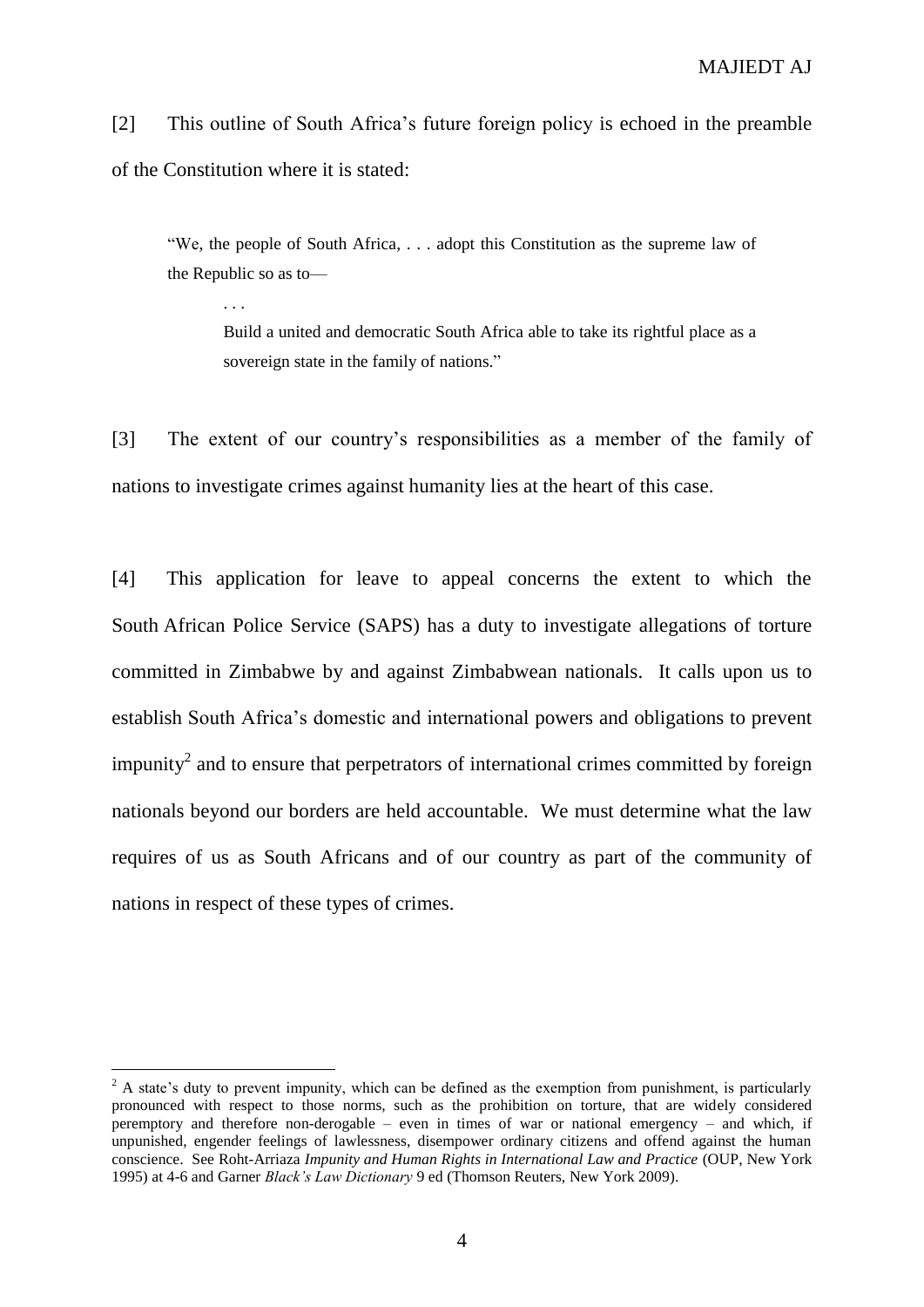[2] This outline of South Africa's future foreign policy is echoed in the preamble of the Constitution where it is stated:

> "We, the people of South Africa, . . . adopt this Constitution as the supreme law of the Republic so as to—
>
> . . .
>
> Build a united and democratic South Africa able to take its rightful place as a sovereign state in the family of nations."

[3] The extent of our country's responsibilities as a member of the family of nations to investigate crimes against humanity lies at the heart of this case.

[4] This application for leave to appeal concerns the extent to which the South African Police Service (SAPS) has a duty to investigate allegations of torture committed in Zimbabwe by and against Zimbabwean nationals. It calls upon us to establish South Africa's domestic and international powers and obligations to prevent impunity[2] and to ensure that perpetrators of international crimes committed by foreign nationals beyond our borders are held accountable. We must determine what the law requires of us as South Africans and of our country as part of the community of nations in respect of these types of crimes.

---

[2] A state's duty to prevent impunity, which can be defined as the exemption from punishment, is particularly pronounced with respect to those norms, such as the prohibition on torture, that are widely considered peremptory and therefore non-derogable – even in times of war or national emergency – and which, if unpunished, engender feelings of lawlessness, disempower ordinary citizens and offend against the human conscience. See Roht-Arriaza *Impunity and Human Rights in International Law and Practice* (OUP, New York 1995) at 4-6 and Garner *Black's Law Dictionary* 9 ed (Thomson Reuters, New York 2009).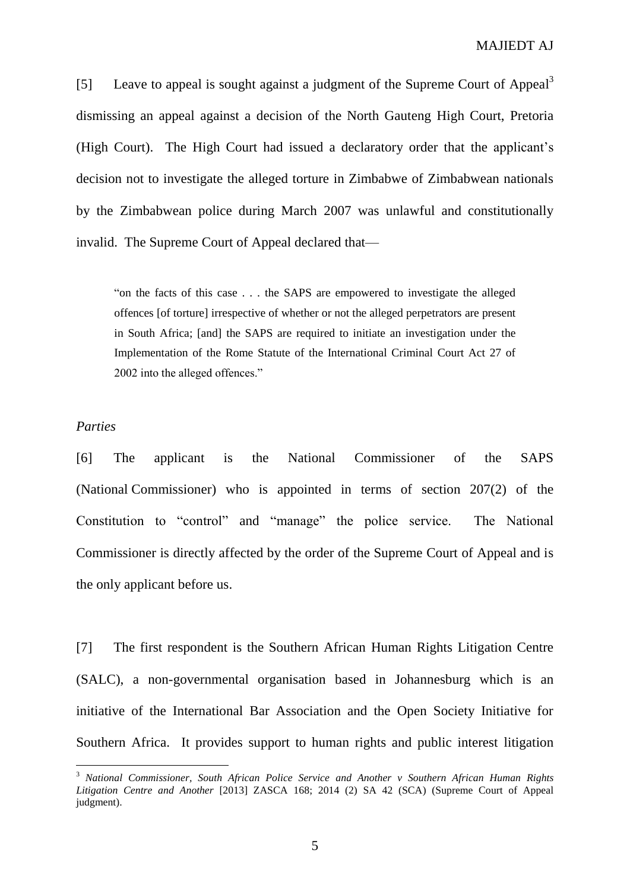[5] Leave to appeal is sought against a judgment of the Supreme Court of Appeal[3] dismissing an appeal against a decision of the North Gauteng High Court, Pretoria (High Court). The High Court had issued a declaratory order that the applicant's decision not to investigate the alleged torture in Zimbabwe of Zimbabwean nationals by the Zimbabwean police during March 2007 was unlawful and constitutionally invalid. The Supreme Court of Appeal declared that—

> "on the facts of this case . . . the SAPS are empowered to investigate the alleged offences [of torture] irrespective of whether or not the alleged perpetrators are present in South Africa; [and] the SAPS are required to initiate an investigation under the Implementation of the Rome Statute of the International Criminal Court Act 27 of 2002 into the alleged offences."

*Parties*

[6] The applicant is the National Commissioner of the SAPS (National Commissioner) who is appointed in terms of section 207(2) of the Constitution to "control" and "manage" the police service. The National Commissioner is directly affected by the order of the Supreme Court of Appeal and is the only applicant before us.

[7] The first respondent is the Southern African Human Rights Litigation Centre (SALC), a non-governmental organisation based in Johannesburg which is an initiative of the International Bar Association and the Open Society Initiative for Southern Africa. It provides support to human rights and public interest litigation

---

[3] *National Commissioner, South African Police Service and Another v Southern African Human Rights Litigation Centre and Another* [2013] ZASCA 168; 2014 (2) SA 42 (SCA) (Supreme Court of Appeal judgment).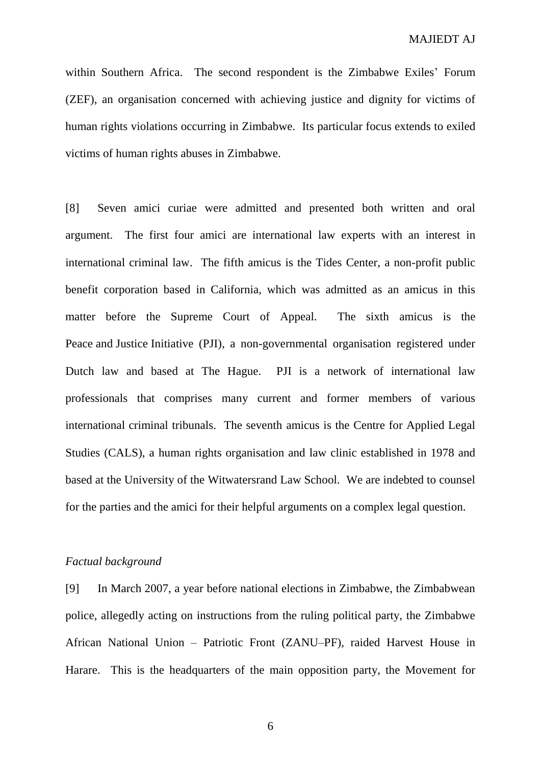within Southern Africa. The second respondent is the Zimbabwe Exiles' Forum (ZEF), an organisation concerned with achieving justice and dignity for victims of human rights violations occurring in Zimbabwe. Its particular focus extends to exiled victims of human rights abuses in Zimbabwe.

[8] Seven amici curiae were admitted and presented both written and oral argument. The first four amici are international law experts with an interest in international criminal law. The fifth amicus is the Tides Center, a non-profit public benefit corporation based in California, which was admitted as an amicus in this matter before the Supreme Court of Appeal. The sixth amicus is the Peace and Justice Initiative (PJI), a non-governmental organisation registered under Dutch law and based at The Hague. PJI is a network of international law professionals that comprises many current and former members of various international criminal tribunals. The seventh amicus is the Centre for Applied Legal Studies (CALS), a human rights organisation and law clinic established in 1978 and based at the University of the Witwatersrand Law School. We are indebted to counsel for the parties and the amici for their helpful arguments on a complex legal question.

*Factual background*

[9] In March 2007, a year before national elections in Zimbabwe, the Zimbabwean police, allegedly acting on instructions from the ruling political party, the Zimbabwe African National Union – Patriotic Front (ZANU–PF), raided Harvest House in Harare. This is the headquarters of the main opposition party, the Movement for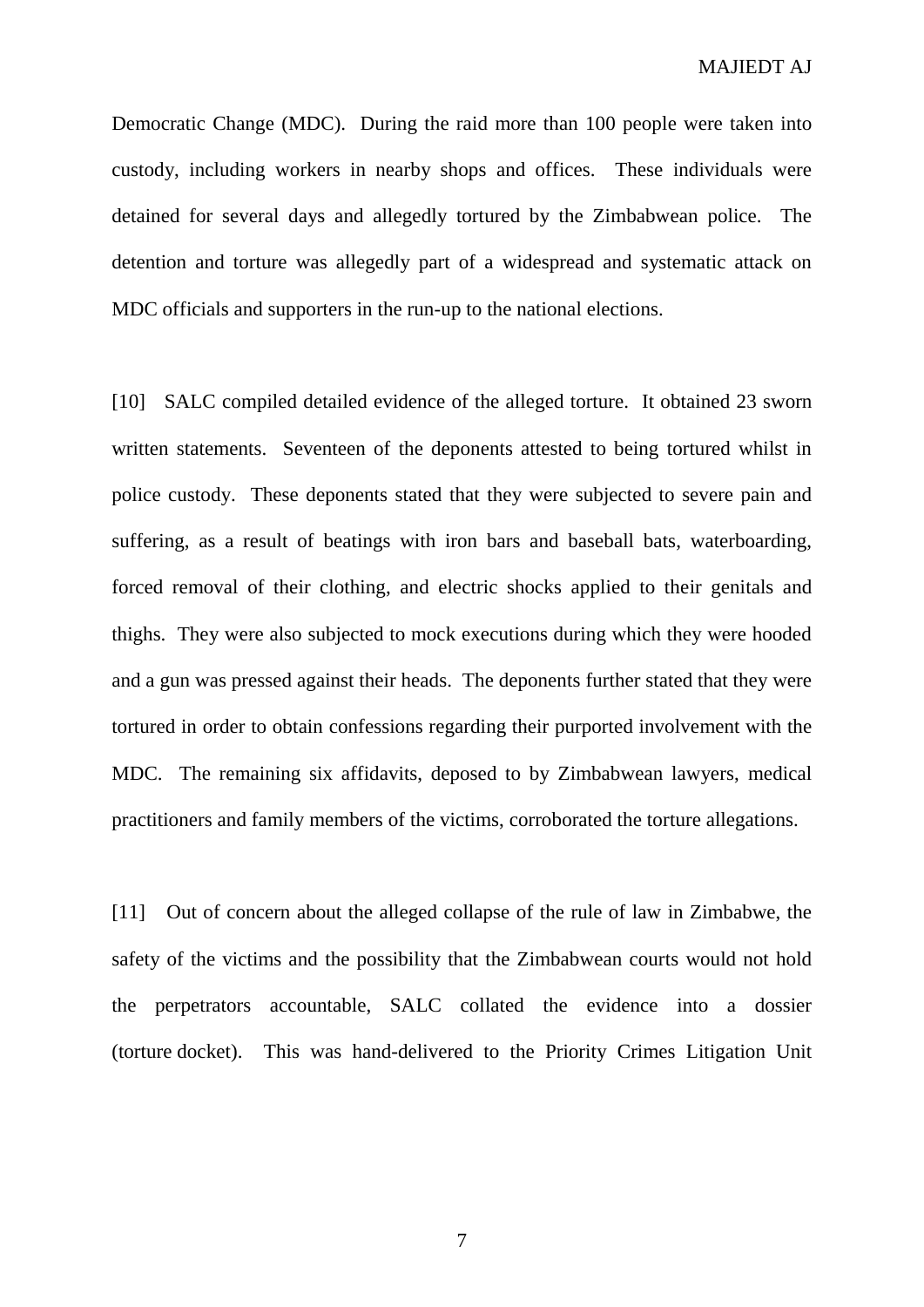Democratic Change (MDC). During the raid more than 100 people were taken into custody, including workers in nearby shops and offices. These individuals were detained for several days and allegedly tortured by the Zimbabwean police. The detention and torture was allegedly part of a widespread and systematic attack on MDC officials and supporters in the run-up to the national elections.

[10] SALC compiled detailed evidence of the alleged torture. It obtained 23 sworn written statements. Seventeen of the deponents attested to being tortured whilst in police custody. These deponents stated that they were subjected to severe pain and suffering, as a result of beatings with iron bars and baseball bats, waterboarding, forced removal of their clothing, and electric shocks applied to their genitals and thighs. They were also subjected to mock executions during which they were hooded and a gun was pressed against their heads. The deponents further stated that they were tortured in order to obtain confessions regarding their purported involvement with the MDC. The remaining six affidavits, deposed to by Zimbabwean lawyers, medical practitioners and family members of the victims, corroborated the torture allegations.

[11] Out of concern about the alleged collapse of the rule of law in Zimbabwe, the safety of the victims and the possibility that the Zimbabwean courts would not hold the perpetrators accountable, SALC collated the evidence into a dossier (torture docket). This was hand-delivered to the Priority Crimes Litigation Unit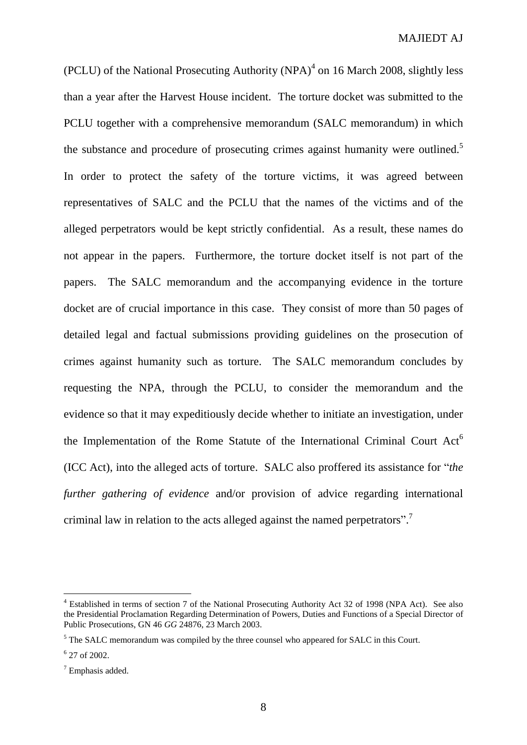(PCLU) of the National Prosecuting Authority (NPA)[4] on 16 March 2008, slightly less than a year after the Harvest House incident. The torture docket was submitted to the PCLU together with a comprehensive memorandum (SALC memorandum) in which the substance and procedure of prosecuting crimes against humanity were outlined.[5] In order to protect the safety of the torture victims, it was agreed between representatives of SALC and the PCLU that the names of the victims and of the alleged perpetrators would be kept strictly confidential. As a result, these names do not appear in the papers. Furthermore, the torture docket itself is not part of the papers. The SALC memorandum and the accompanying evidence in the torture docket are of crucial importance in this case. They consist of more than 50 pages of detailed legal and factual submissions providing guidelines on the prosecution of crimes against humanity such as torture. The SALC memorandum concludes by requesting the NPA, through the PCLU, to consider the memorandum and the evidence so that it may expeditiously decide whether to initiate an investigation, under the Implementation of the Rome Statute of the International Criminal Court Act[6] (ICC Act), into the alleged acts of torture. SALC also proffered its assistance for "*the further gathering of evidence* and/or provision of advice regarding international criminal law in relation to the acts alleged against the named perpetrators".[7]

---

[4] Established in terms of section 7 of the National Prosecuting Authority Act 32 of 1998 (NPA Act). See also the Presidential Proclamation Regarding Determination of Powers, Duties and Functions of a Special Director of Public Prosecutions, GN 46 *GG* 24876, 23 March 2003.

[5] The SALC memorandum was compiled by the three counsel who appeared for SALC in this Court.

[6] 27 of 2002.

[7] Emphasis added.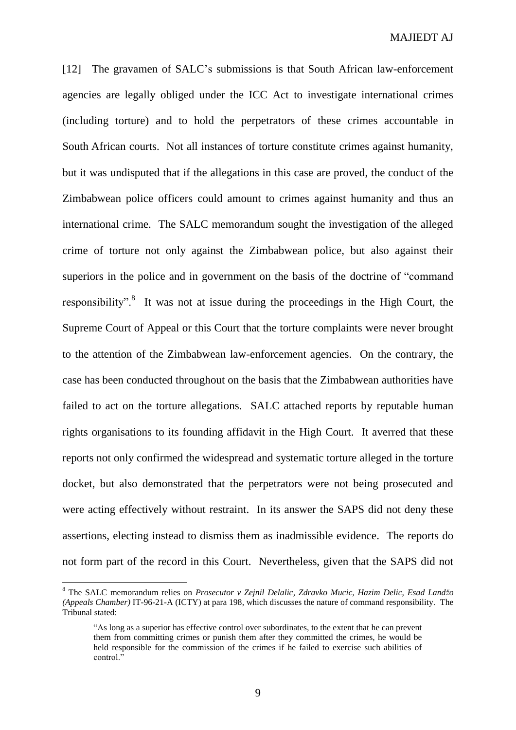[12] The gravamen of SALC's submissions is that South African law-enforcement agencies are legally obliged under the ICC Act to investigate international crimes (including torture) and to hold the perpetrators of these crimes accountable in South African courts. Not all instances of torture constitute crimes against humanity, but it was undisputed that if the allegations in this case are proved, the conduct of the Zimbabwean police officers could amount to crimes against humanity and thus an international crime. The SALC memorandum sought the investigation of the alleged crime of torture not only against the Zimbabwean police, but also against their superiors in the police and in government on the basis of the doctrine of "command responsibility".[8] It was not at issue during the proceedings in the High Court, the Supreme Court of Appeal or this Court that the torture complaints were never brought to the attention of the Zimbabwean law-enforcement agencies. On the contrary, the case has been conducted throughout on the basis that the Zimbabwean authorities have failed to act on the torture allegations. SALC attached reports by reputable human rights organisations to its founding affidavit in the High Court. It averred that these reports not only confirmed the widespread and systematic torture alleged in the torture docket, but also demonstrated that the perpetrators were not being prosecuted and were acting effectively without restraint. In its answer the SAPS did not deny these assertions, electing instead to dismiss them as inadmissible evidence. The reports do not form part of the record in this Court. Nevertheless, given that the SAPS did not

---

[8] The SALC memorandum relies on *Prosecutor v Zejnil Delalic, Zdravko Mucic, Hazim Delic, Esad Landžo (Appeals Chamber)* IT-96-21-A (ICTY) at para 198, which discusses the nature of command responsibility. The Tribunal stated:

> "As long as a superior has effective control over subordinates, to the extent that he can prevent them from committing crimes or punish them after they committed the crimes, he would be held responsible for the commission of the crimes if he failed to exercise such abilities of control."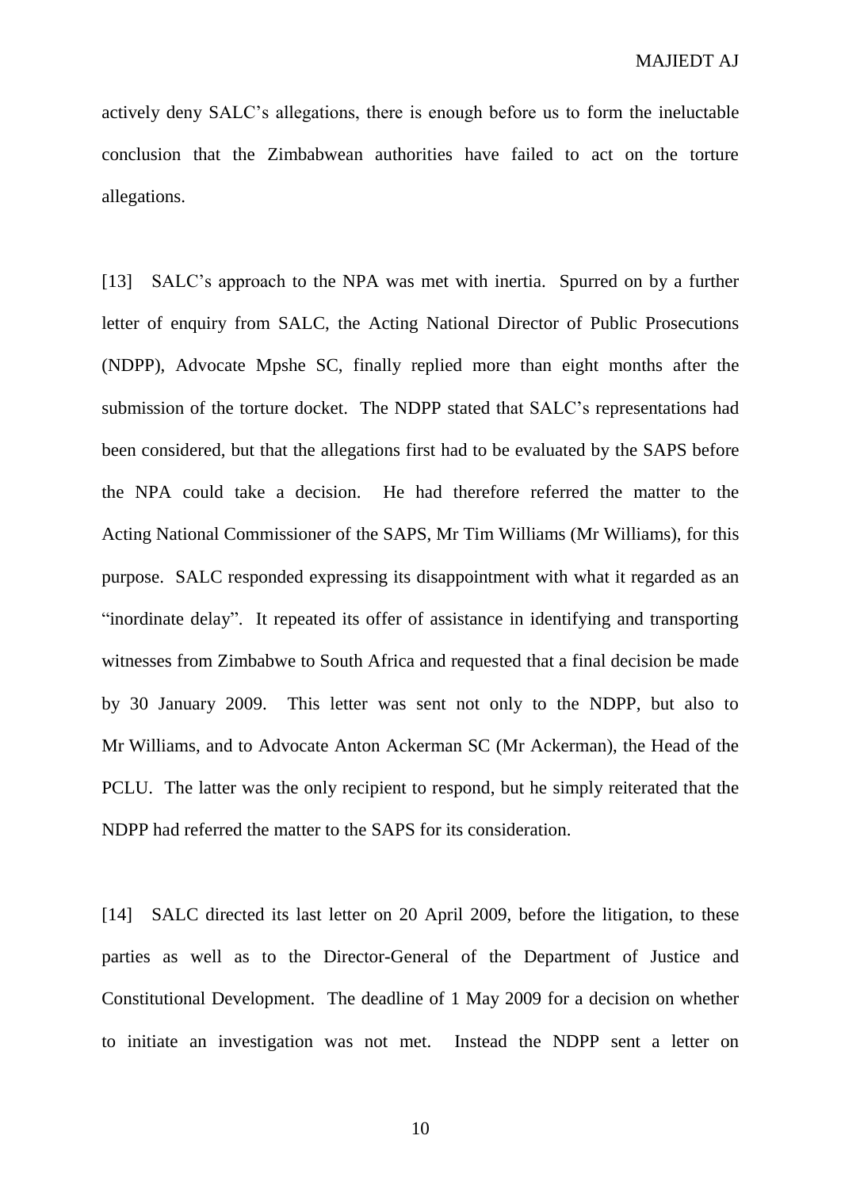actively deny SALC's allegations, there is enough before us to form the ineluctable conclusion that the Zimbabwean authorities have failed to act on the torture allegations.

[13] SALC's approach to the NPA was met with inertia. Spurred on by a further letter of enquiry from SALC, the Acting National Director of Public Prosecutions (NDPP), Advocate Mpshe SC, finally replied more than eight months after the submission of the torture docket. The NDPP stated that SALC's representations had been considered, but that the allegations first had to be evaluated by the SAPS before the NPA could take a decision. He had therefore referred the matter to the Acting National Commissioner of the SAPS, Mr Tim Williams (Mr Williams), for this purpose. SALC responded expressing its disappointment with what it regarded as an "inordinate delay". It repeated its offer of assistance in identifying and transporting witnesses from Zimbabwe to South Africa and requested that a final decision be made by 30 January 2009. This letter was sent not only to the NDPP, but also to Mr Williams, and to Advocate Anton Ackerman SC (Mr Ackerman), the Head of the PCLU. The latter was the only recipient to respond, but he simply reiterated that the NDPP had referred the matter to the SAPS for its consideration.

[14] SALC directed its last letter on 20 April 2009, before the litigation, to these parties as well as to the Director-General of the Department of Justice and Constitutional Development. The deadline of 1 May 2009 for a decision on whether to initiate an investigation was not met. Instead the NDPP sent a letter on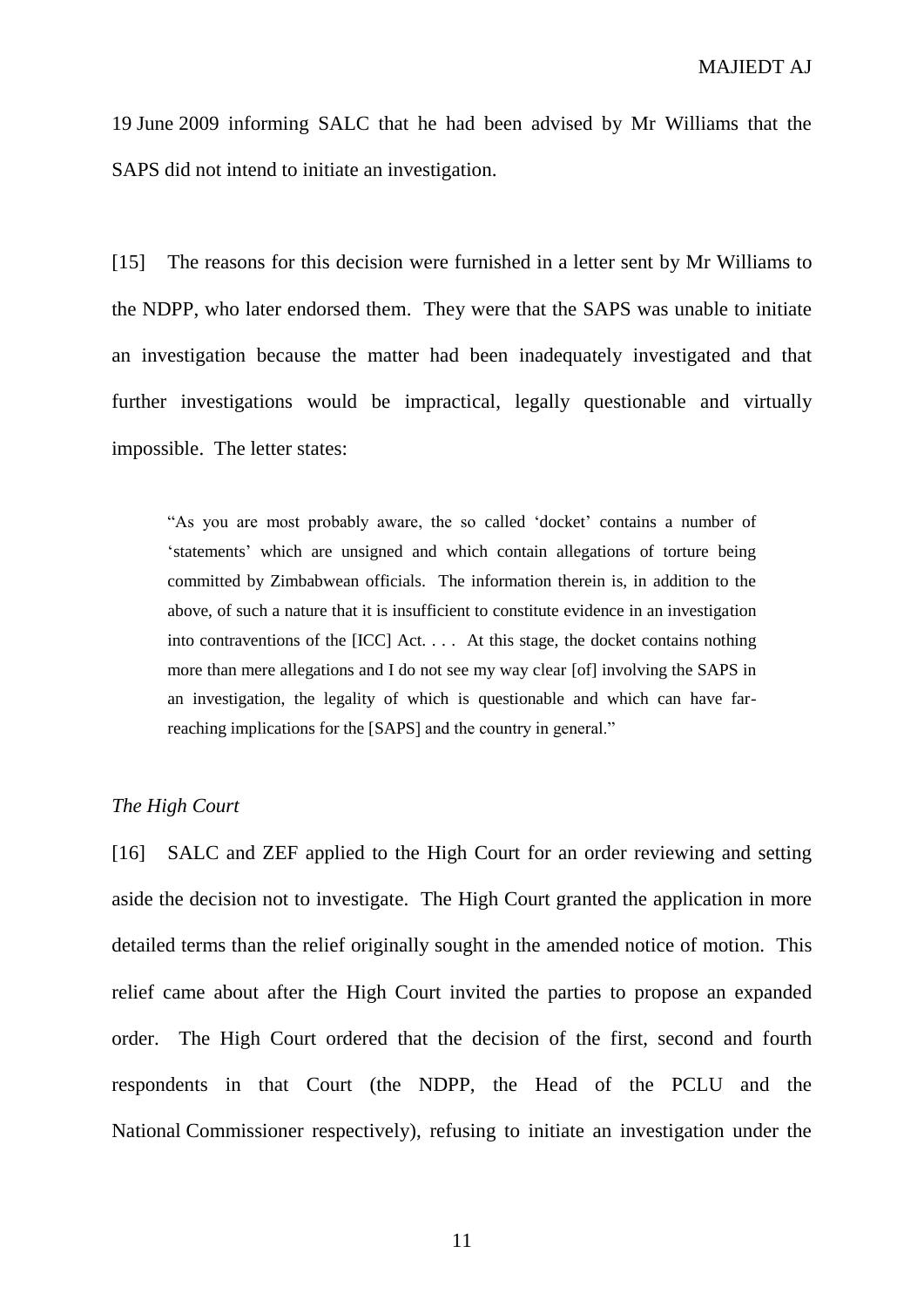19 June 2009 informing SALC that he had been advised by Mr Williams that the SAPS did not intend to initiate an investigation.

[15] The reasons for this decision were furnished in a letter sent by Mr Williams to the NDPP, who later endorsed them. They were that the SAPS was unable to initiate an investigation because the matter had been inadequately investigated and that further investigations would be impractical, legally questionable and virtually impossible. The letter states:

> "As you are most probably aware, the so called 'docket' contains a number of 'statements' which are unsigned and which contain allegations of torture being committed by Zimbabwean officials. The information therein is, in addition to the above, of such a nature that it is insufficient to constitute evidence in an investigation into contraventions of the [ICC] Act. . . . At this stage, the docket contains nothing more than mere allegations and I do not see my way clear [of] involving the SAPS in an investigation, the legality of which is questionable and which can have far-reaching implications for the [SAPS] and the country in general."

*The High Court*

[16] SALC and ZEF applied to the High Court for an order reviewing and setting aside the decision not to investigate. The High Court granted the application in more detailed terms than the relief originally sought in the amended notice of motion. This relief came about after the High Court invited the parties to propose an expanded order. The High Court ordered that the decision of the first, second and fourth respondents in that Court (the NDPP, the Head of the PCLU and the National Commissioner respectively), refusing to initiate an investigation under the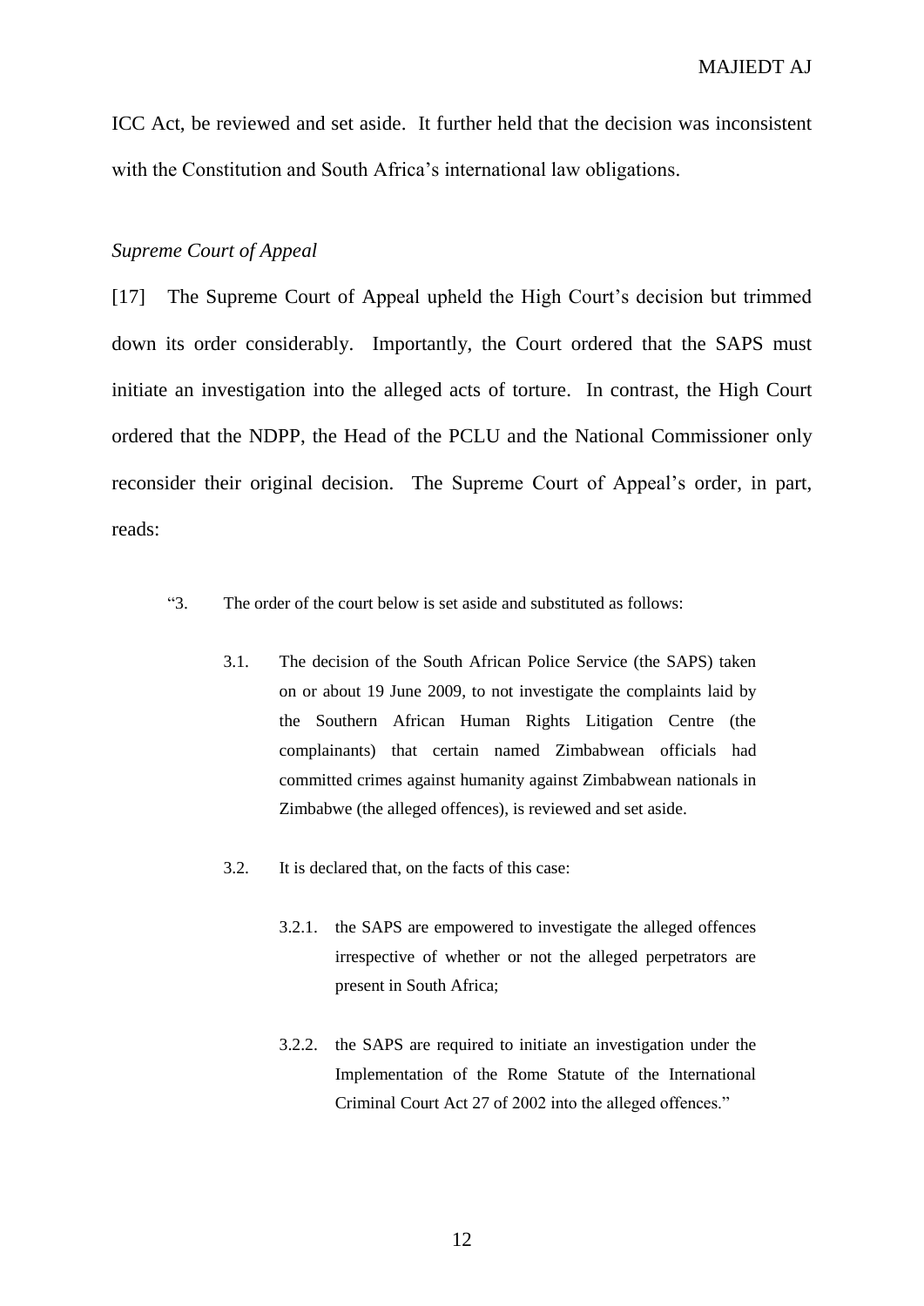ICC Act, be reviewed and set aside. It further held that the decision was inconsistent with the Constitution and South Africa's international law obligations.

*Supreme Court of Appeal*

[17] The Supreme Court of Appeal upheld the High Court's decision but trimmed down its order considerably. Importantly, the Court ordered that the SAPS must initiate an investigation into the alleged acts of torture. In contrast, the High Court ordered that the NDPP, the Head of the PCLU and the National Commissioner only reconsider their original decision. The Supreme Court of Appeal's order, in part, reads:

> "3. The order of the court below is set aside and substituted as follows:
>
> 3.1. The decision of the South African Police Service (the SAPS) taken on or about 19 June 2009, to not investigate the complaints laid by the Southern African Human Rights Litigation Centre (the complainants) that certain named Zimbabwean officials had committed crimes against humanity against Zimbabwean nationals in Zimbabwe (the alleged offences), is reviewed and set aside.
>
> 3.2. It is declared that, on the facts of this case:
>
> 3.2.1. the SAPS are empowered to investigate the alleged offences irrespective of whether or not the alleged perpetrators are present in South Africa;
>
> 3.2.2. the SAPS are required to initiate an investigation under the Implementation of the Rome Statute of the International Criminal Court Act 27 of 2002 into the alleged offences."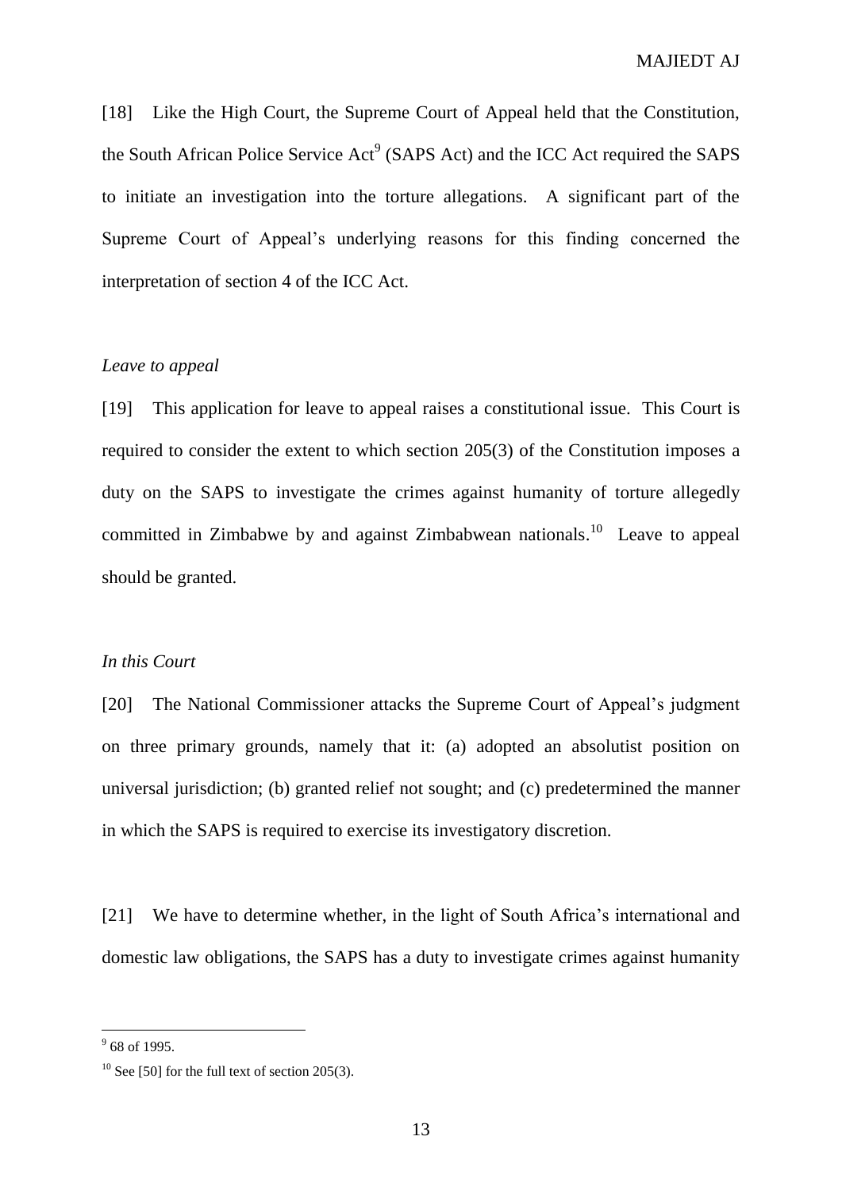[18] Like the High Court, the Supreme Court of Appeal held that the Constitution, the South African Police Service Act[9] (SAPS Act) and the ICC Act required the SAPS to initiate an investigation into the torture allegations. A significant part of the Supreme Court of Appeal's underlying reasons for this finding concerned the interpretation of section 4 of the ICC Act.

*Leave to appeal*

[19] This application for leave to appeal raises a constitutional issue. This Court is required to consider the extent to which section 205(3) of the Constitution imposes a duty on the SAPS to investigate the crimes against humanity of torture allegedly committed in Zimbabwe by and against Zimbabwean nationals.[10] Leave to appeal should be granted.

*In this Court*

[20] The National Commissioner attacks the Supreme Court of Appeal's judgment on three primary grounds, namely that it: (a) adopted an absolutist position on universal jurisdiction; (b) granted relief not sought; and (c) predetermined the manner in which the SAPS is required to exercise its investigatory discretion.

[21] We have to determine whether, in the light of South Africa's international and domestic law obligations, the SAPS has a duty to investigate crimes against humanity

---

[9] 68 of 1995.

[10] See [50] for the full text of section 205(3).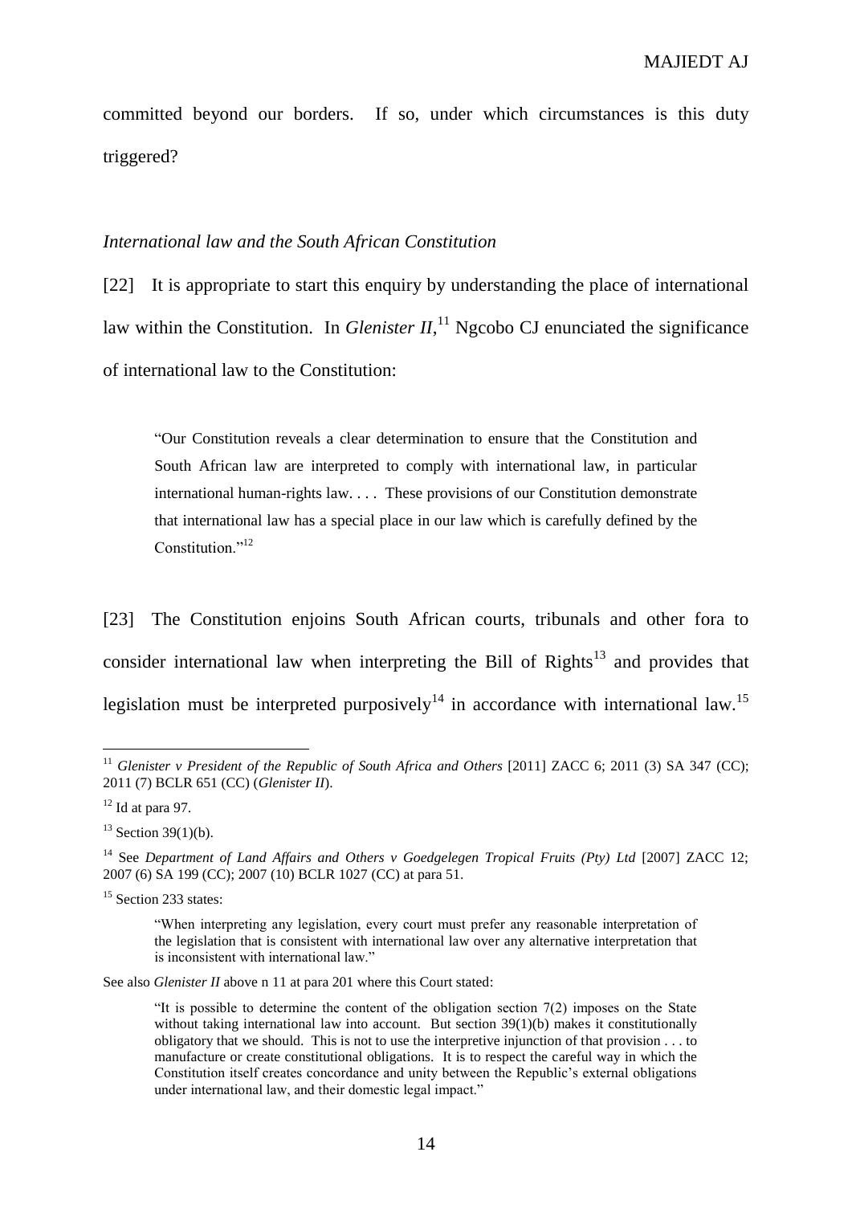committed beyond our borders. If so, under which circumstances is this duty triggered?

### *International law and the South African Constitution*

[22] It is appropriate to start this enquiry by understanding the place of international law within the Constitution. In *Glenister II*,[11] Ngcobo CJ enunciated the significance of international law to the Constitution:

> "Our Constitution reveals a clear determination to ensure that the Constitution and South African law are interpreted to comply with international law, in particular international human-rights law. . . . These provisions of our Constitution demonstrate that international law has a special place in our law which is carefully defined by the Constitution."[12]

[23] The Constitution enjoins South African courts, tribunals and other fora to consider international law when interpreting the Bill of Rights[13] and provides that legislation must be interpreted purposively[14] in accordance with international law.[15]

---

[11] *Glenister v President of the Republic of South Africa and Others* [2011] ZACC 6; 2011 (3) SA 347 (CC); 2011 (7) BCLR 651 (CC) (*Glenister II*).

[12] Id at para 97.

[13] Section 39(1)(b).

[14] See *Department of Land Affairs and Others v Goedgelegen Tropical Fruits (Pty) Ltd* [2007] ZACC 12; 2007 (6) SA 199 (CC); 2007 (10) BCLR 1027 (CC) at para 51.

[15] Section 233 states:

> "When interpreting any legislation, every court must prefer any reasonable interpretation of the legislation that is consistent with international law over any alternative interpretation that is inconsistent with international law."

See also *Glenister II* above n 11 at para 201 where this Court stated:

> "It is possible to determine the content of the obligation section 7(2) imposes on the State without taking international law into account. But section 39(1)(b) makes it constitutionally obligatory that we should. This is not to use the interpretive injunction of that provision . . . to manufacture or create constitutional obligations. It is to respect the careful way in which the Constitution itself creates concordance and unity between the Republic's external obligations under international law, and their domestic legal impact."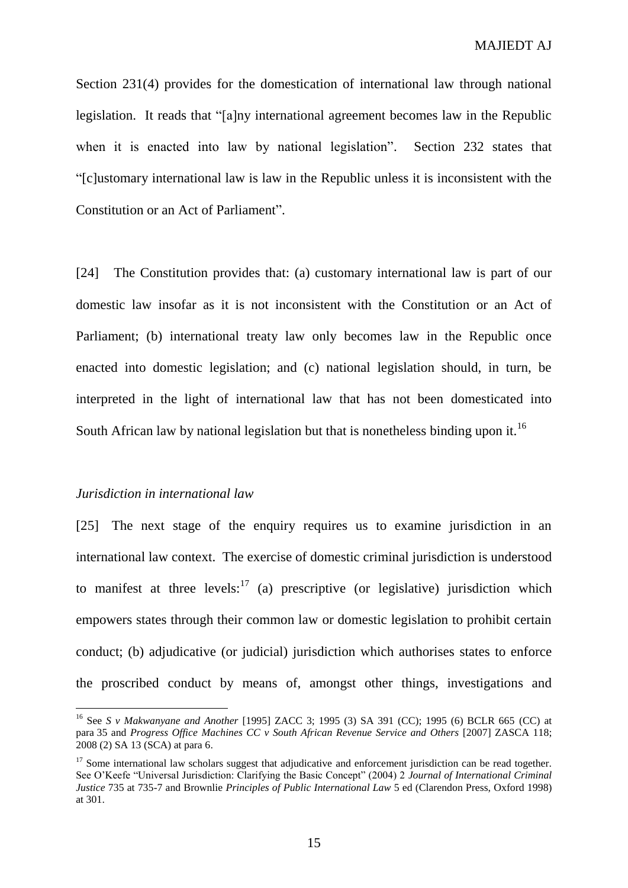Section 231(4) provides for the domestication of international law through national legislation. It reads that "[a]ny international agreement becomes law in the Republic when it is enacted into law by national legislation". Section 232 states that "[c]ustomary international law is law in the Republic unless it is inconsistent with the Constitution or an Act of Parliament".

[24] The Constitution provides that: (a) customary international law is part of our domestic law insofar as it is not inconsistent with the Constitution or an Act of Parliament; (b) international treaty law only becomes law in the Republic once enacted into domestic legislation; and (c) national legislation should, in turn, be interpreted in the light of international law that has not been domesticated into South African law by national legislation but that is nonetheless binding upon it.[16]

*Jurisdiction in international law*

[25] The next stage of the enquiry requires us to examine jurisdiction in an international law context. The exercise of domestic criminal jurisdiction is understood to manifest at three levels:[17] (a) prescriptive (or legislative) jurisdiction which empowers states through their common law or domestic legislation to prohibit certain conduct; (b) adjudicative (or judicial) jurisdiction which authorises states to enforce the proscribed conduct by means of, amongst other things, investigations and

---

[16] See *S v Makwanyane and Another* [1995] ZACC 3; 1995 (3) SA 391 (CC); 1995 (6) BCLR 665 (CC) at para 35 and *Progress Office Machines CC v South African Revenue Service and Others* [2007] ZASCA 118; 2008 (2) SA 13 (SCA) at para 6.

[17] Some international law scholars suggest that adjudicative and enforcement jurisdiction can be read together. See O'Keefe "Universal Jurisdiction: Clarifying the Basic Concept" (2004) 2 *Journal of International Criminal Justice* 735 at 735-7 and Brownlie *Principles of Public International Law* 5 ed (Clarendon Press, Oxford 1998) at 301.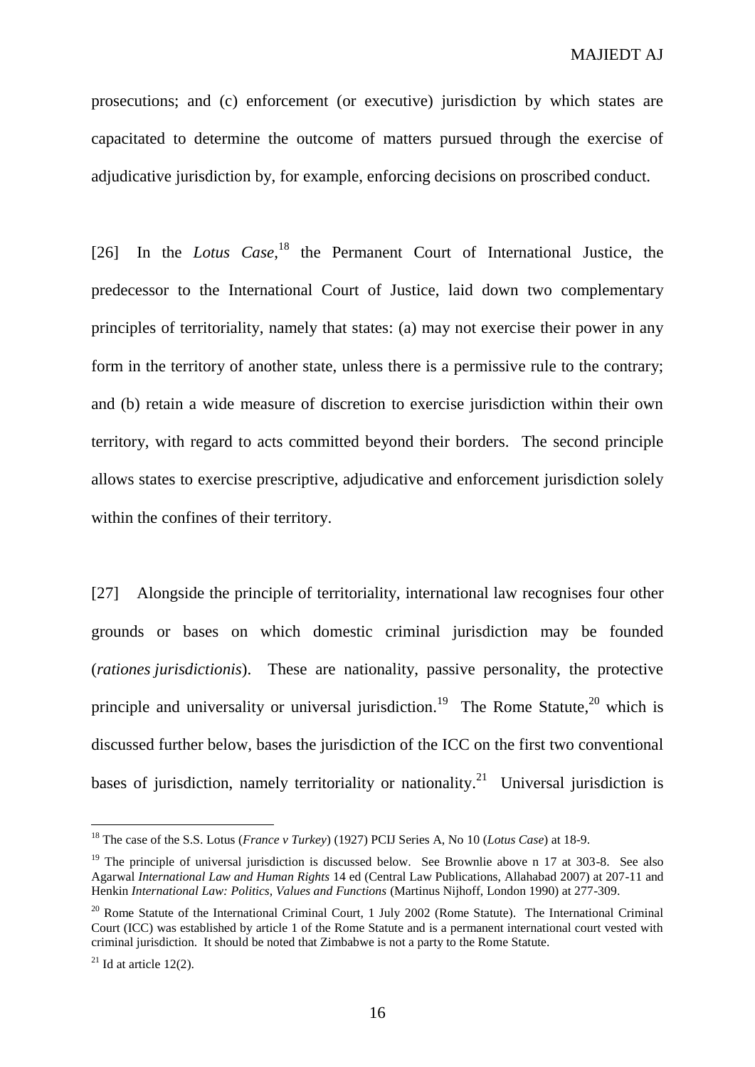prosecutions; and (c) enforcement (or executive) jurisdiction by which states are capacitated to determine the outcome of matters pursued through the exercise of adjudicative jurisdiction by, for example, enforcing decisions on proscribed conduct.

[26] In the *Lotus Case*,[18] the Permanent Court of International Justice, the predecessor to the International Court of Justice, laid down two complementary principles of territoriality, namely that states: (a) may not exercise their power in any form in the territory of another state, unless there is a permissive rule to the contrary; and (b) retain a wide measure of discretion to exercise jurisdiction within their own territory, with regard to acts committed beyond their borders. The second principle allows states to exercise prescriptive, adjudicative and enforcement jurisdiction solely within the confines of their territory.

[27] Alongside the principle of territoriality, international law recognises four other grounds or bases on which domestic criminal jurisdiction may be founded (*rationes jurisdictionis*). These are nationality, passive personality, the protective principle and universality or universal jurisdiction.[19] The Rome Statute,[20] which is discussed further below, bases the jurisdiction of the ICC on the first two conventional bases of jurisdiction, namely territoriality or nationality.[21] Universal jurisdiction is

---

[18] The case of the S.S. Lotus (*France v Turkey*) (1927) PCIJ Series A, No 10 (*Lotus Case*) at 18-9.

[19] The principle of universal jurisdiction is discussed below. See Brownlie above n 17 at 303-8. See also Agarwal *International Law and Human Rights* 14 ed (Central Law Publications, Allahabad 2007) at 207-11 and Henkin *International Law: Politics, Values and Functions* (Martinus Nijhoff, London 1990) at 277-309.

[20] Rome Statute of the International Criminal Court, 1 July 2002 (Rome Statute). The International Criminal Court (ICC) was established by article 1 of the Rome Statute and is a permanent international court vested with criminal jurisdiction. It should be noted that Zimbabwe is not a party to the Rome Statute.

[21] Id at article 12(2).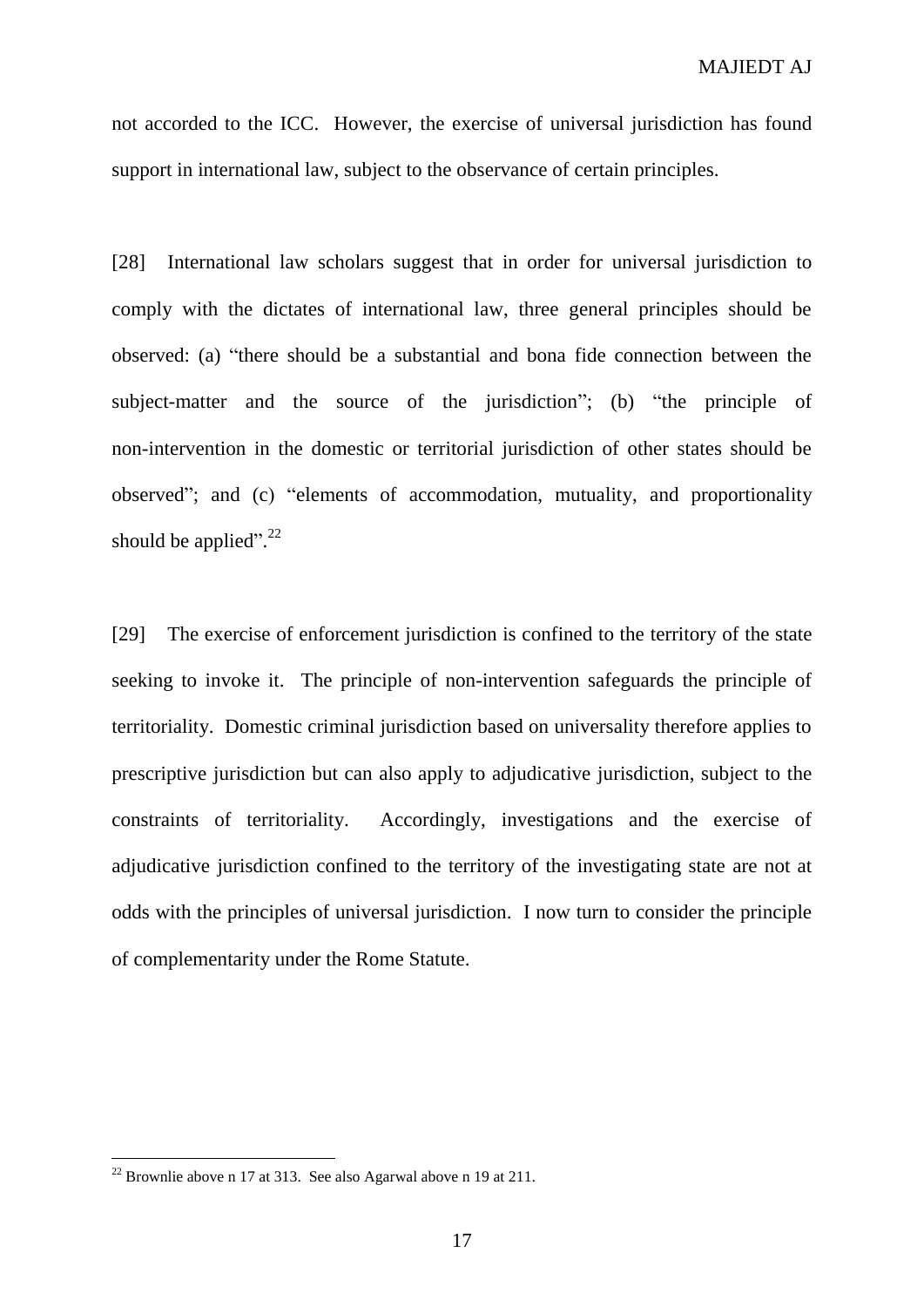not accorded to the ICC. However, the exercise of universal jurisdiction has found support in international law, subject to the observance of certain principles.

[28] International law scholars suggest that in order for universal jurisdiction to comply with the dictates of international law, three general principles should be observed: (a) "there should be a substantial and bona fide connection between the subject-matter and the source of the jurisdiction"; (b) "the principle of non-intervention in the domestic or territorial jurisdiction of other states should be observed"; and (c) "elements of accommodation, mutuality, and proportionality should be applied".[22]

[29] The exercise of enforcement jurisdiction is confined to the territory of the state seeking to invoke it. The principle of non-intervention safeguards the principle of territoriality. Domestic criminal jurisdiction based on universality therefore applies to prescriptive jurisdiction but can also apply to adjudicative jurisdiction, subject to the constraints of territoriality. Accordingly, investigations and the exercise of adjudicative jurisdiction confined to the territory of the investigating state are not at odds with the principles of universal jurisdiction. I now turn to consider the principle of complementarity under the Rome Statute.

---

[22] Brownlie above n 17 at 313. See also Agarwal above n 19 at 211.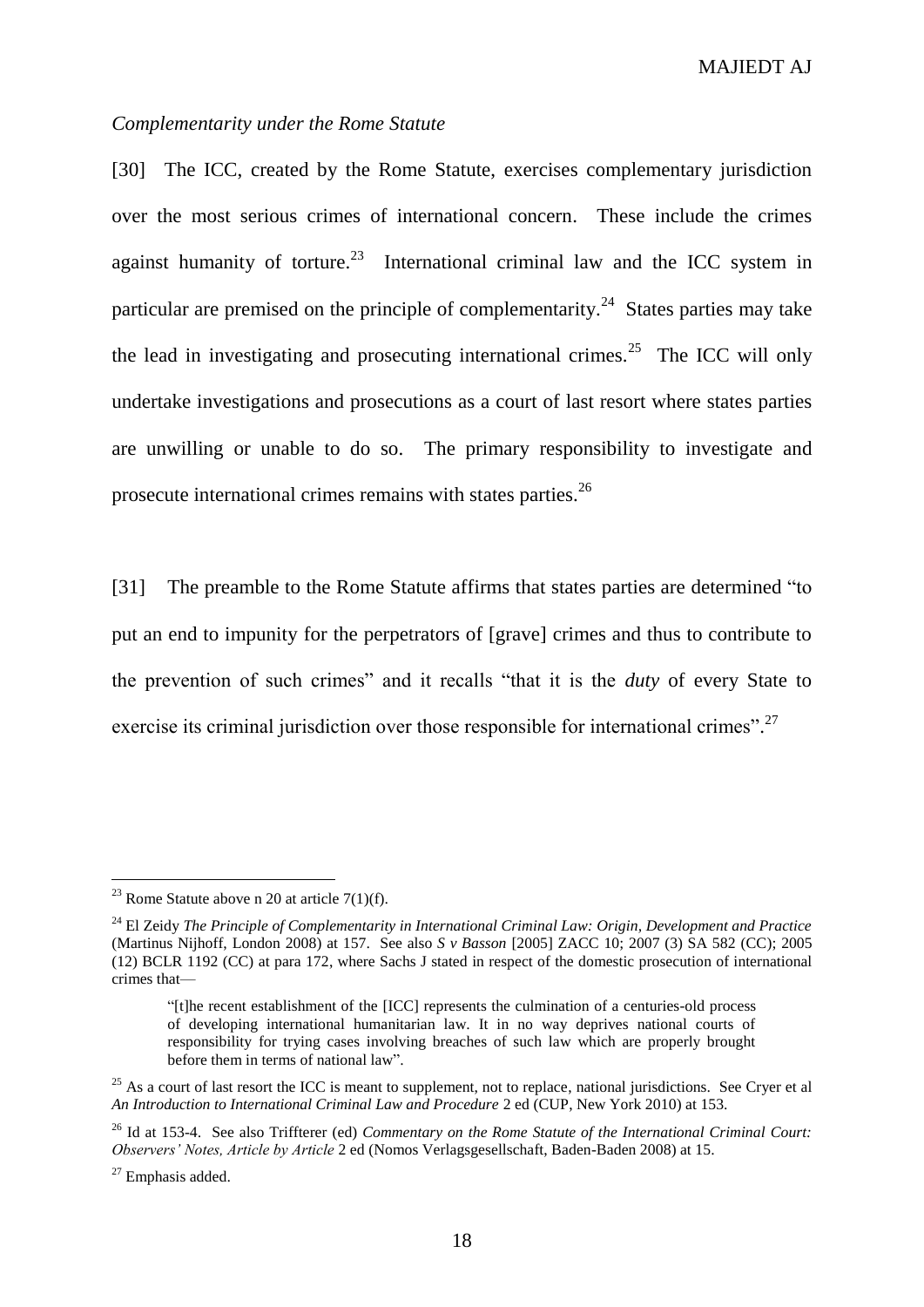*Complementarity under the Rome Statute*

[30] The ICC, created by the Rome Statute, exercises complementary jurisdiction over the most serious crimes of international concern. These include the crimes against humanity of torture.[23] International criminal law and the ICC system in particular are premised on the principle of complementarity.[24] States parties may take the lead in investigating and prosecuting international crimes.[25] The ICC will only undertake investigations and prosecutions as a court of last resort where states parties are unwilling or unable to do so. The primary responsibility to investigate and prosecute international crimes remains with states parties.[26]

[31] The preamble to the Rome Statute affirms that states parties are determined "to put an end to impunity for the perpetrators of [grave] crimes and thus to contribute to the prevention of such crimes" and it recalls "that it is the *duty* of every State to exercise its criminal jurisdiction over those responsible for international crimes".[27]

---

[23] Rome Statute above n 20 at article 7(1)(f).

[24] El Zeidy *The Principle of Complementarity in International Criminal Law: Origin, Development and Practice* (Martinus Nijhoff, London 2008) at 157. See also *S v Basson* [2005] ZACC 10; 2007 (3) SA 582 (CC); 2005 (12) BCLR 1192 (CC) at para 172, where Sachs J stated in respect of the domestic prosecution of international crimes that—

> "[t]he recent establishment of the [ICC] represents the culmination of a centuries-old process of developing international humanitarian law. It in no way deprives national courts of responsibility for trying cases involving breaches of such law which are properly brought before them in terms of national law".

[25] As a court of last resort the ICC is meant to supplement, not to replace, national jurisdictions. See Cryer et al *An Introduction to International Criminal Law and Procedure* 2 ed (CUP, New York 2010) at 153.

[26] Id at 153-4. See also Triffterer (ed) *Commentary on the Rome Statute of the International Criminal Court: Observers' Notes, Article by Article* 2 ed (Nomos Verlagsgesellschaft, Baden-Baden 2008) at 15.

[27] Emphasis added.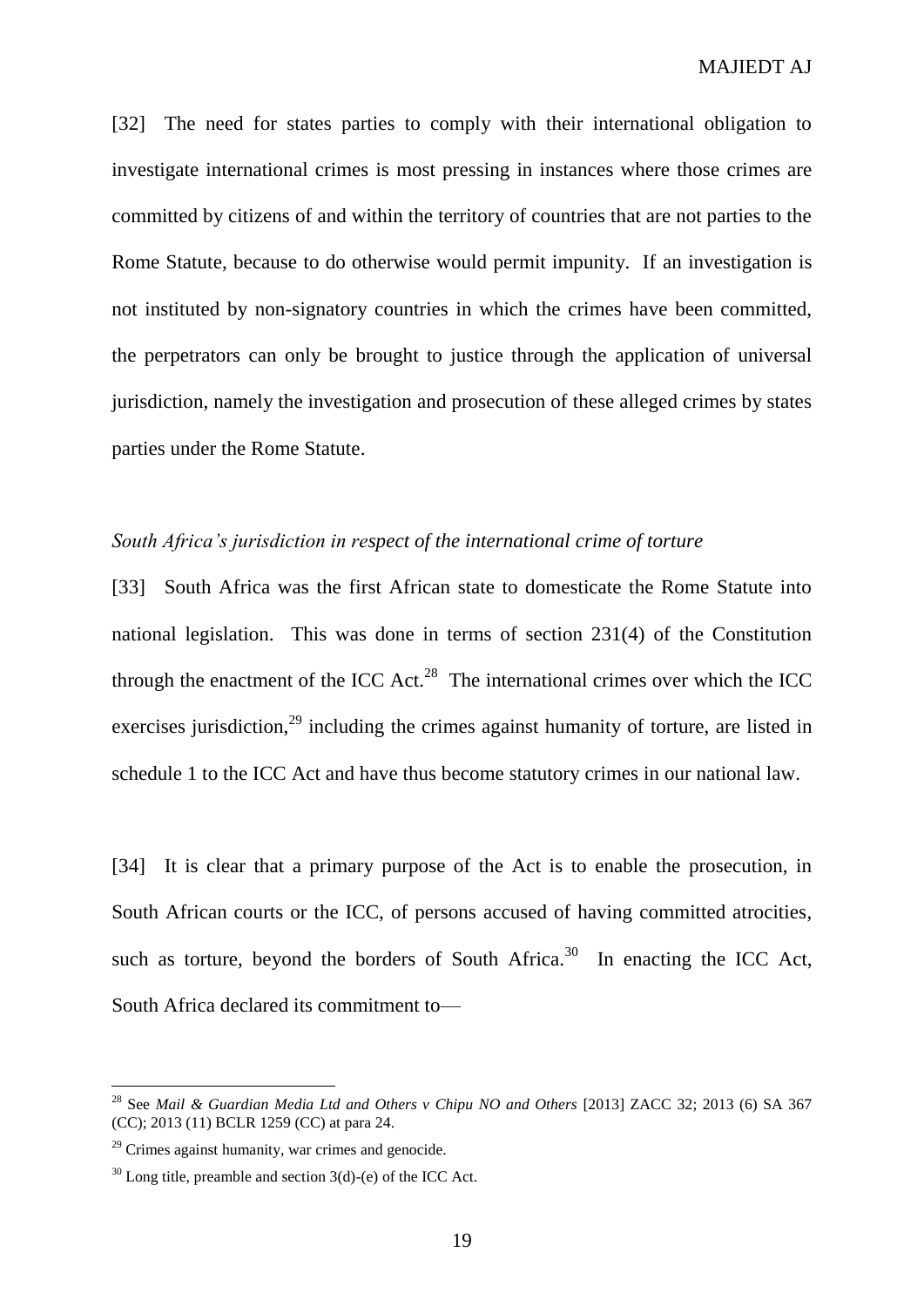[32] The need for states parties to comply with their international obligation to investigate international crimes is most pressing in instances where those crimes are committed by citizens of and within the territory of countries that are not parties to the Rome Statute, because to do otherwise would permit impunity. If an investigation is not instituted by non-signatory countries in which the crimes have been committed, the perpetrators can only be brought to justice through the application of universal jurisdiction, namely the investigation and prosecution of these alleged crimes by states parties under the Rome Statute.

*South Africa's jurisdiction in respect of the international crime of torture*

[33] South Africa was the first African state to domesticate the Rome Statute into national legislation. This was done in terms of section 231(4) of the Constitution through the enactment of the ICC Act.[28] The international crimes over which the ICC exercises jurisdiction,[29] including the crimes against humanity of torture, are listed in schedule 1 to the ICC Act and have thus become statutory crimes in our national law.

[34] It is clear that a primary purpose of the Act is to enable the prosecution, in South African courts or the ICC, of persons accused of having committed atrocities, such as torture, beyond the borders of South Africa.[30] In enacting the ICC Act, South Africa declared its commitment to—

---

[28] See *Mail & Guardian Media Ltd and Others v Chipu NO and Others* [2013] ZACC 32; 2013 (6) SA 367 (CC); 2013 (11) BCLR 1259 (CC) at para 24.

[29] Crimes against humanity, war crimes and genocide.

[30] Long title, preamble and section 3(d)-(e) of the ICC Act.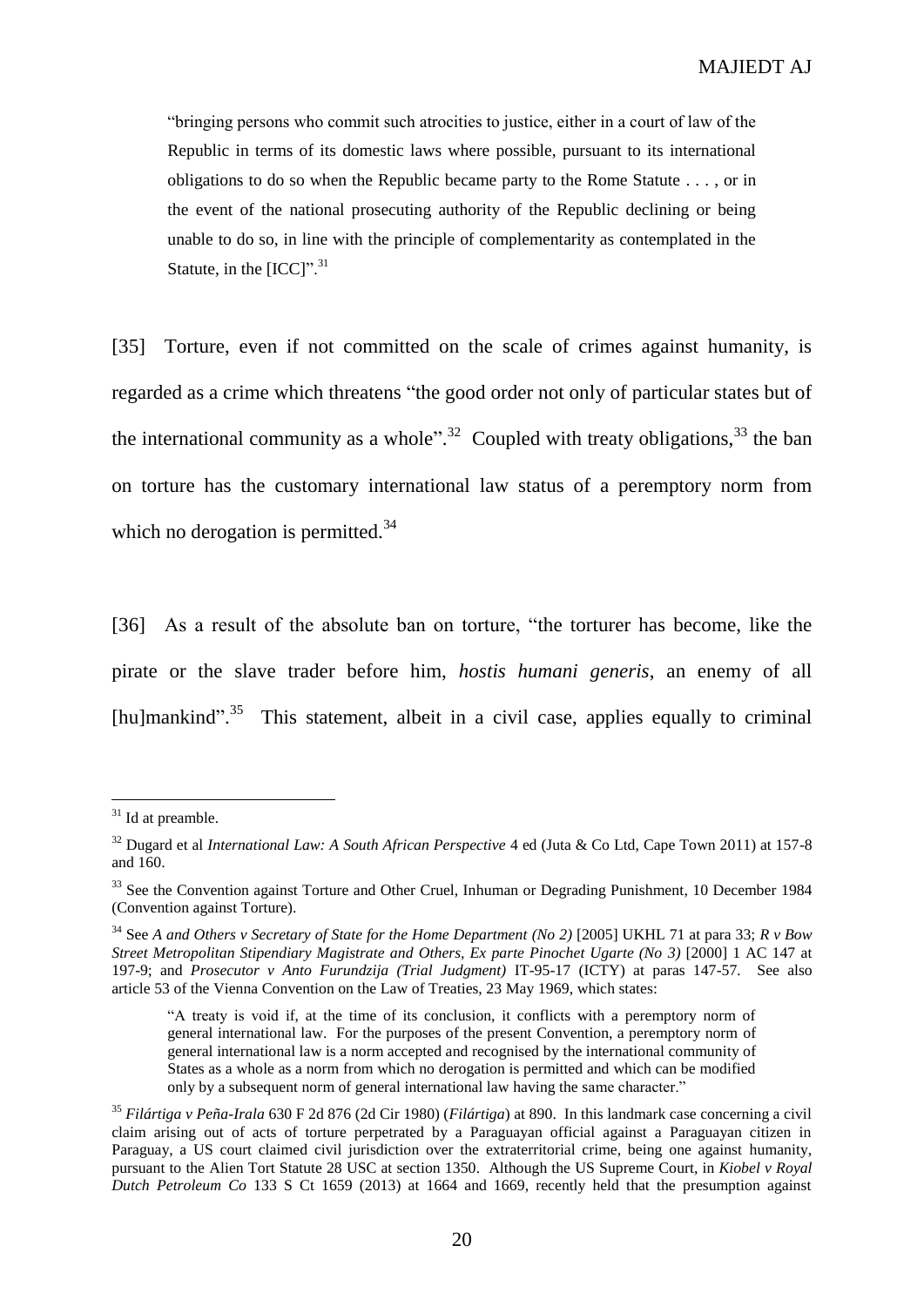> "bringing persons who commit such atrocities to justice, either in a court of law of the Republic in terms of its domestic laws where possible, pursuant to its international obligations to do so when the Republic became party to the Rome Statute . . . , or in the event of the national prosecuting authority of the Republic declining or being unable to do so, in line with the principle of complementarity as contemplated in the Statute, in the [ICC]".[31]

[35] Torture, even if not committed on the scale of crimes against humanity, is regarded as a crime which threatens "the good order not only of particular states but of the international community as a whole".[32] Coupled with treaty obligations,[33] the ban on torture has the customary international law status of a peremptory norm from which no derogation is permitted.[34]

[36] As a result of the absolute ban on torture, "the torturer has become, like the pirate or the slave trader before him, *hostis humani generis*, an enemy of all [hu]mankind".[35] This statement, albeit in a civil case, applies equally to criminal

---

[31] Id at preamble.

[32] Dugard et al *International Law: A South African Perspective* 4 ed (Juta & Co Ltd, Cape Town 2011) at 157-8 and 160.

[33] See the Convention against Torture and Other Cruel, Inhuman or Degrading Punishment, 10 December 1984 (Convention against Torture).

[34] See *A and Others v Secretary of State for the Home Department (No 2)* [2005] UKHL 71 at para 33; *R v Bow Street Metropolitan Stipendiary Magistrate and Others, Ex parte Pinochet Ugarte (No 3)* [2000] 1 AC 147 at 197-9; and *Prosecutor v Anto Furundzija (Trial Judgment)* IT-95-17 (ICTY) at paras 147-57. See also article 53 of the Vienna Convention on the Law of Treaties, 23 May 1969, which states:

> "A treaty is void if, at the time of its conclusion, it conflicts with a peremptory norm of general international law. For the purposes of the present Convention, a peremptory norm of general international law is a norm accepted and recognised by the international community of States as a whole as a norm from which no derogation is permitted and which can be modified only by a subsequent norm of general international law having the same character."

[35] *Filártiga v Peña-Irala* 630 F 2d 876 (2d Cir 1980) (*Filártiga*) at 890. In this landmark case concerning a civil claim arising out of acts of torture perpetrated by a Paraguayan official against a Paraguayan citizen in Paraguay, a US court claimed civil jurisdiction over the extraterritorial crime, being one against humanity, pursuant to the Alien Tort Statute 28 USC at section 1350. Although the US Supreme Court, in *Kiobel v Royal Dutch Petroleum Co* 133 S Ct 1659 (2013) at 1664 and 1669, recently held that the presumption against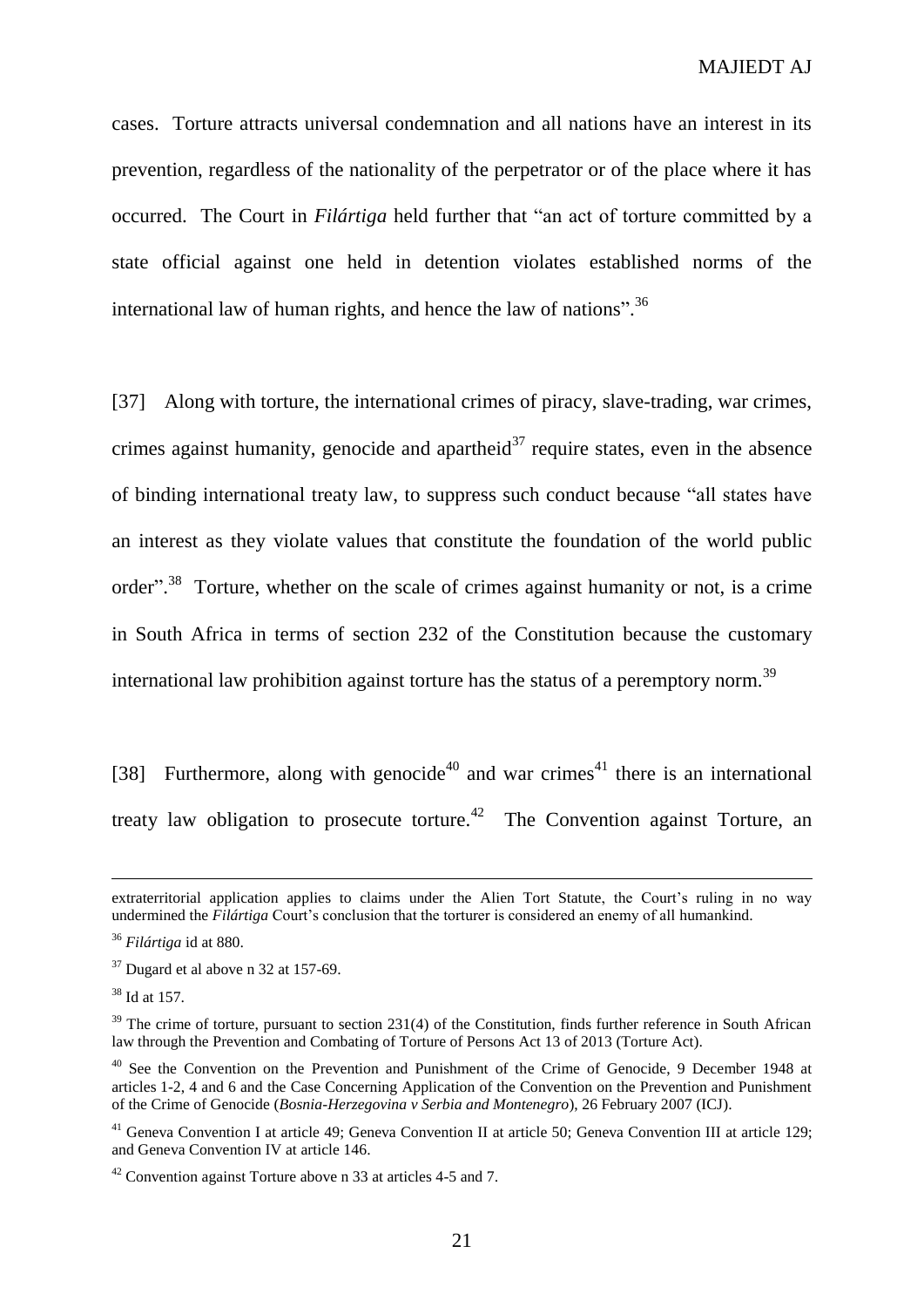cases. Torture attracts universal condemnation and all nations have an interest in its prevention, regardless of the nationality of the perpetrator or of the place where it has occurred. The Court in *Filártiga* held further that "an act of torture committed by a state official against one held in detention violates established norms of the international law of human rights, and hence the law of nations".[36]

[37] Along with torture, the international crimes of piracy, slave-trading, war crimes, crimes against humanity, genocide and apartheid[37] require states, even in the absence of binding international treaty law, to suppress such conduct because "all states have an interest as they violate values that constitute the foundation of the world public order".[38] Torture, whether on the scale of crimes against humanity or not, is a crime in South Africa in terms of section 232 of the Constitution because the customary international law prohibition against torture has the status of a peremptory norm.[39]

[38] Furthermore, along with genocide[40] and war crimes[41] there is an international treaty law obligation to prosecute torture.[42] The Convention against Torture, an

---

extraterritorial application applies to claims under the Alien Tort Statute, the Court's ruling in no way undermined the *Filártiga* Court's conclusion that the torturer is considered an enemy of all humankind.

[36] *Filártiga* id at 880.

[37] Dugard et al above n 32 at 157-69.

[38] Id at 157.

[39] The crime of torture, pursuant to section 231(4) of the Constitution, finds further reference in South African law through the Prevention and Combating of Torture of Persons Act 13 of 2013 (Torture Act).

[40] See the Convention on the Prevention and Punishment of the Crime of Genocide, 9 December 1948 at articles 1-2, 4 and 6 and the Case Concerning Application of the Convention on the Prevention and Punishment of the Crime of Genocide (*Bosnia-Herzegovina v Serbia and Montenegro*), 26 February 2007 (ICJ).

[41] Geneva Convention I at article 49; Geneva Convention II at article 50; Geneva Convention III at article 129; and Geneva Convention IV at article 146.

[42] Convention against Torture above n 33 at articles 4-5 and 7.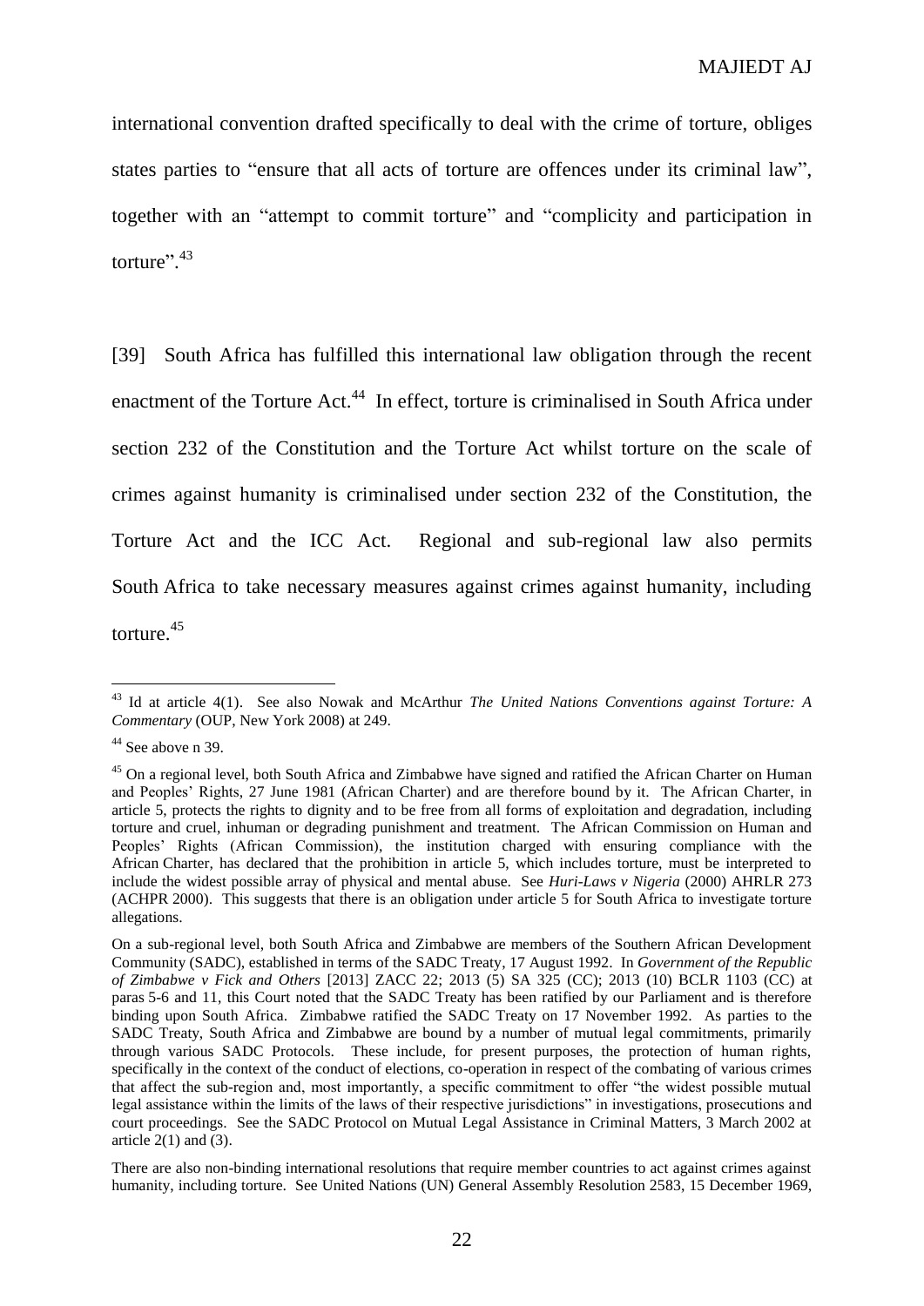international convention drafted specifically to deal with the crime of torture, obliges states parties to "ensure that all acts of torture are offences under its criminal law", together with an "attempt to commit torture" and "complicity and participation in torture".[43]

[39] South Africa has fulfilled this international law obligation through the recent enactment of the Torture Act.[44] In effect, torture is criminalised in South Africa under section 232 of the Constitution and the Torture Act whilst torture on the scale of crimes against humanity is criminalised under section 232 of the Constitution, the Torture Act and the ICC Act. Regional and sub-regional law also permits South Africa to take necessary measures against crimes against humanity, including torture.[45]

---

[43] Id at article 4(1). See also Nowak and McArthur *The United Nations Conventions against Torture: A Commentary* (OUP, New York 2008) at 249.

[44] See above n 39.

[45] On a regional level, both South Africa and Zimbabwe have signed and ratified the African Charter on Human and Peoples' Rights, 27 June 1981 (African Charter) and are therefore bound by it. The African Charter, in article 5, protects the rights to dignity and to be free from all forms of exploitation and degradation, including torture and cruel, inhuman or degrading punishment and treatment. The African Commission on Human and Peoples' Rights (African Commission), the institution charged with ensuring compliance with the African Charter, has declared that the prohibition in article 5, which includes torture, must be interpreted to include the widest possible array of physical and mental abuse. See *Huri-Laws v Nigeria* (2000) AHRLR 273 (ACHPR 2000). This suggests that there is an obligation under article 5 for South Africa to investigate torture allegations.

On a sub-regional level, both South Africa and Zimbabwe are members of the Southern African Development Community (SADC), established in terms of the SADC Treaty, 17 August 1992. In *Government of the Republic of Zimbabwe v Fick and Others* [2013] ZACC 22; 2013 (5) SA 325 (CC); 2013 (10) BCLR 1103 (CC) at paras 5-6 and 11, this Court noted that the SADC Treaty has been ratified by our Parliament and is therefore binding upon South Africa. Zimbabwe ratified the SADC Treaty on 17 November 1992. As parties to the SADC Treaty, South Africa and Zimbabwe are bound by a number of mutual legal commitments, primarily through various SADC Protocols. These include, for present purposes, the protection of human rights, specifically in the context of the conduct of elections, co-operation in respect of the combating of various crimes that affect the sub-region and, most importantly, a specific commitment to offer "the widest possible mutual legal assistance within the limits of the laws of their respective jurisdictions" in investigations, prosecutions and court proceedings. See the SADC Protocol on Mutual Legal Assistance in Criminal Matters, 3 March 2002 at article 2(1) and (3).

There are also non-binding international resolutions that require member countries to act against crimes against humanity, including torture. See United Nations (UN) General Assembly Resolution 2583, 15 December 1969,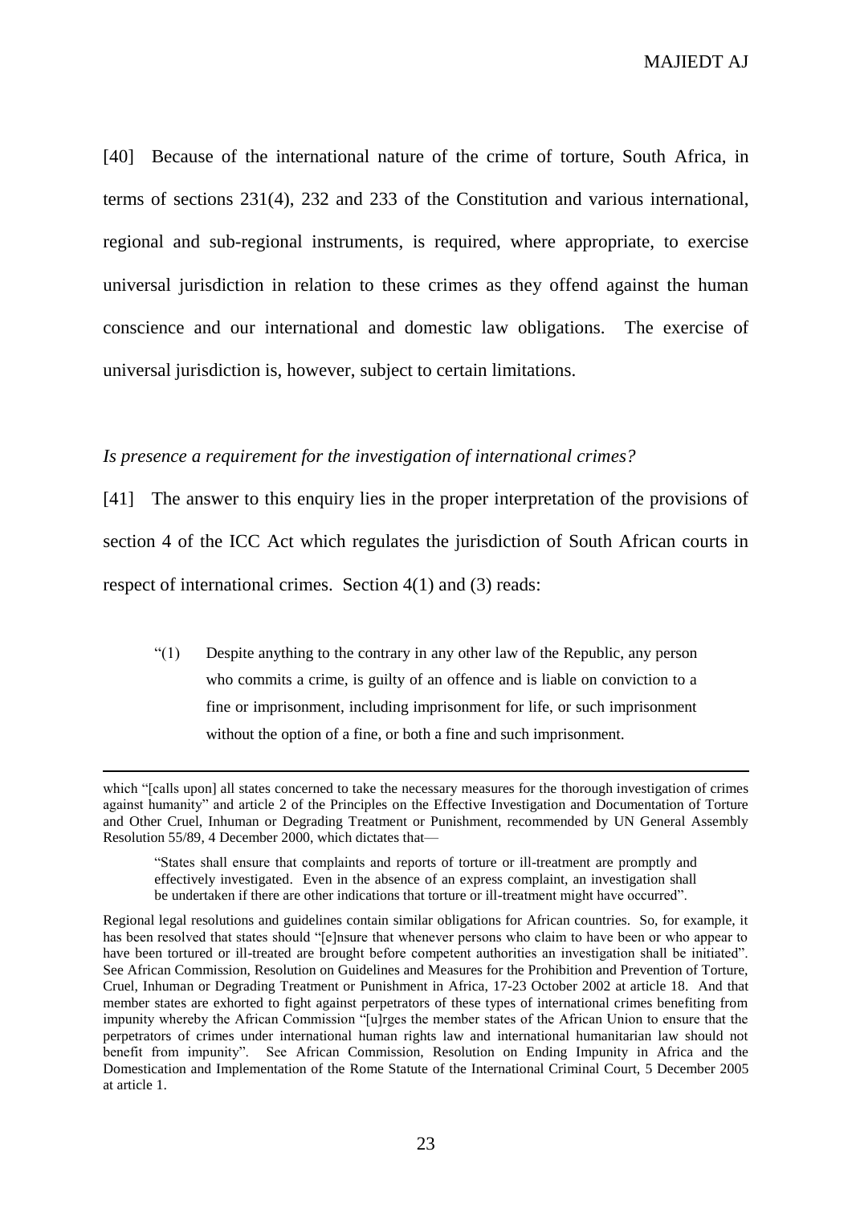[40] Because of the international nature of the crime of torture, South Africa, in terms of sections 231(4), 232 and 233 of the Constitution and various international, regional and sub-regional instruments, is required, where appropriate, to exercise universal jurisdiction in relation to these crimes as they offend against the human conscience and our international and domestic law obligations. The exercise of universal jurisdiction is, however, subject to certain limitations.

*Is presence a requirement for the investigation of international crimes?*

[41] The answer to this enquiry lies in the proper interpretation of the provisions of section 4 of the ICC Act which regulates the jurisdiction of South African courts in respect of international crimes. Section 4(1) and (3) reads:

> "(1) Despite anything to the contrary in any other law of the Republic, any person who commits a crime, is guilty of an offence and is liable on conviction to a fine or imprisonment, including imprisonment for life, or such imprisonment without the option of a fine, or both a fine and such imprisonment.

---

which "[calls upon] all states concerned to take the necessary measures for the thorough investigation of crimes against humanity" and article 2 of the Principles on the Effective Investigation and Documentation of Torture and Other Cruel, Inhuman or Degrading Treatment or Punishment, recommended by UN General Assembly Resolution 55/89, 4 December 2000, which dictates that—

> "States shall ensure that complaints and reports of torture or ill-treatment are promptly and effectively investigated. Even in the absence of an express complaint, an investigation shall be undertaken if there are other indications that torture or ill-treatment might have occurred".

Regional legal resolutions and guidelines contain similar obligations for African countries. So, for example, it has been resolved that states should "[e]nsure that whenever persons who claim to have been or who appear to have been tortured or ill-treated are brought before competent authorities an investigation shall be initiated". See African Commission, Resolution on Guidelines and Measures for the Prohibition and Prevention of Torture, Cruel, Inhuman or Degrading Treatment or Punishment in Africa, 17-23 October 2002 at article 18. And that member states are exhorted to fight against perpetrators of these types of international crimes benefiting from impunity whereby the African Commission "[u]rges the member states of the African Union to ensure that the perpetrators of crimes under international human rights law and international humanitarian law should not benefit from impunity". See African Commission, Resolution on Ending Impunity in Africa and the Domestication and Implementation of the Rome Statute of the International Criminal Court, 5 December 2005 at article 1.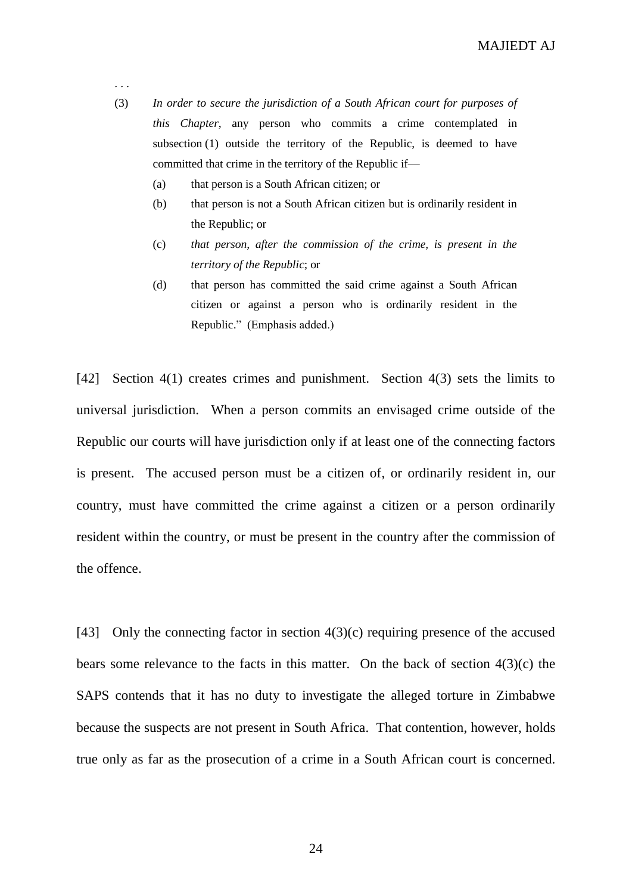. . .

(3) *In order to secure the jurisdiction of a South African court for purposes of this Chapter*, any person who commits a crime contemplated in subsection (1) outside the territory of the Republic, is deemed to have committed that crime in the territory of the Republic if—

(a) that person is a South African citizen; or

(b) that person is not a South African citizen but is ordinarily resident in the Republic; or

(c) *that person, after the commission of the crime, is present in the territory of the Republic*; or

(d) that person has committed the said crime against a South African citizen or against a person who is ordinarily resident in the Republic." (Emphasis added.)

[42] Section 4(1) creates crimes and punishment. Section 4(3) sets the limits to universal jurisdiction. When a person commits an envisaged crime outside of the Republic our courts will have jurisdiction only if at least one of the connecting factors is present. The accused person must be a citizen of, or ordinarily resident in, our country, must have committed the crime against a citizen or a person ordinarily resident within the country, or must be present in the country after the commission of the offence.

[43] Only the connecting factor in section 4(3)(c) requiring presence of the accused bears some relevance to the facts in this matter. On the back of section 4(3)(c) the SAPS contends that it has no duty to investigate the alleged torture in Zimbabwe because the suspects are not present in South Africa. That contention, however, holds true only as far as the prosecution of a crime in a South African court is concerned.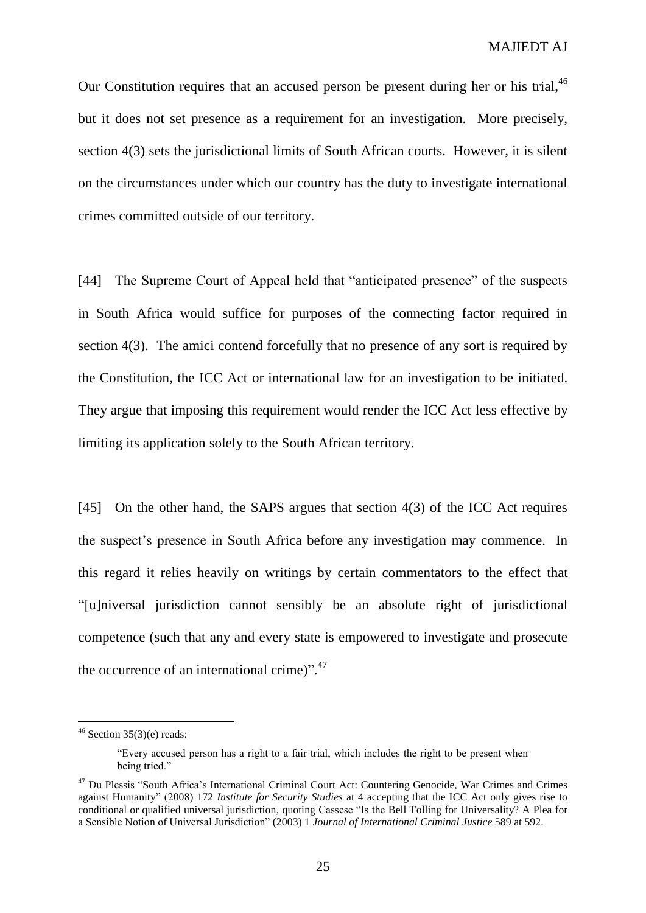Our Constitution requires that an accused person be present during her or his trial,[46] but it does not set presence as a requirement for an investigation. More precisely, section 4(3) sets the jurisdictional limits of South African courts. However, it is silent on the circumstances under which our country has the duty to investigate international crimes committed outside of our territory.

[44] The Supreme Court of Appeal held that "anticipated presence" of the suspects in South Africa would suffice for purposes of the connecting factor required in section 4(3). The amici contend forcefully that no presence of any sort is required by the Constitution, the ICC Act or international law for an investigation to be initiated. They argue that imposing this requirement would render the ICC Act less effective by limiting its application solely to the South African territory.

[45] On the other hand, the SAPS argues that section 4(3) of the ICC Act requires the suspect's presence in South Africa before any investigation may commence. In this regard it relies heavily on writings by certain commentators to the effect that "[u]niversal jurisdiction cannot sensibly be an absolute right of jurisdictional competence (such that any and every state is empowered to investigate and prosecute the occurrence of an international crime)".[47]

---

[46] Section 35(3)(e) reads:

> "Every accused person has a right to a fair trial, which includes the right to be present when being tried."

[47] Du Plessis "South Africa's International Criminal Court Act: Countering Genocide, War Crimes and Crimes against Humanity" (2008) 172 *Institute for Security Studies* at 4 accepting that the ICC Act only gives rise to conditional or qualified universal jurisdiction, quoting Cassese "Is the Bell Tolling for Universality? A Plea for a Sensible Notion of Universal Jurisdiction" (2003) 1 *Journal of International Criminal Justice* 589 at 592.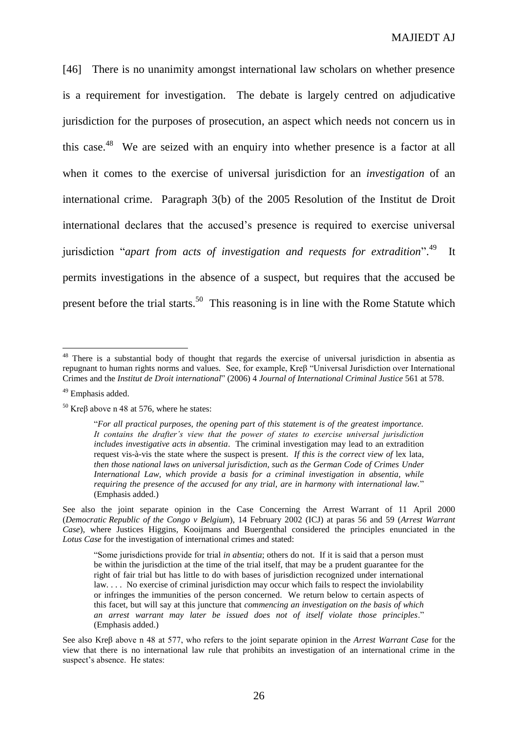[46] There is no unanimity amongst international law scholars on whether presence is a requirement for investigation. The debate is largely centred on adjudicative jurisdiction for the purposes of prosecution, an aspect which needs not concern us in this case.[48] We are seized with an enquiry into whether presence is a factor at all when it comes to the exercise of universal jurisdiction for an *investigation* of an international crime. Paragraph 3(b) of the 2005 Resolution of the Institut de Droit international declares that the accused's presence is required to exercise universal jurisdiction "*apart from acts of investigation and requests for extradition*".[49] It permits investigations in the absence of a suspect, but requires that the accused be present before the trial starts.[50] This reasoning is in line with the Rome Statute which

---

[48] There is a substantial body of thought that regards the exercise of universal jurisdiction in absentia as repugnant to human rights norms and values. See, for example, Kreβ "Universal Jurisdiction over International Crimes and the *Institut de Droit international*" (2006) 4 *Journal of International Criminal Justice* 561 at 578.

[49] Emphasis added.

[50] Kreβ above n 48 at 576, where he states:

> "*For all practical purposes, the opening part of this statement is of the greatest importance. It contains the drafter's view that the power of states to exercise universal jurisdiction includes investigative acts in absentia*. The criminal investigation may lead to an extradition request vis-à-vis the state where the suspect is present. *If this is the correct view of* lex lata, *then those national laws on universal jurisdiction, such as the German Code of Crimes Under International Law, which provide a basis for a criminal investigation in absentia, while requiring the presence of the accused for any trial, are in harmony with international law.*" (Emphasis added.)

See also the joint separate opinion in the Case Concerning the Arrest Warrant of 11 April 2000 (*Democratic Republic of the Congo v Belgium*), 14 February 2002 (ICJ) at paras 56 and 59 (*Arrest Warrant Case*), where Justices Higgins, Kooijmans and Buergenthal considered the principles enunciated in the *Lotus Case* for the investigation of international crimes and stated:

> "Some jurisdictions provide for trial *in absentia*; others do not. If it is said that a person must be within the jurisdiction at the time of the trial itself, that may be a prudent guarantee for the right of fair trial but has little to do with bases of jurisdiction recognized under international law. . . . No exercise of criminal jurisdiction may occur which fails to respect the inviolability or infringes the immunities of the person concerned. We return below to certain aspects of this facet, but will say at this juncture that *commencing an investigation on the basis of which an arrest warrant may later be issued does not of itself violate those principles*." (Emphasis added.)

See also Kreβ above n 48 at 577, who refers to the joint separate opinion in the *Arrest Warrant Case* for the view that there is no international law rule that prohibits an investigation of an international crime in the suspect's absence. He states: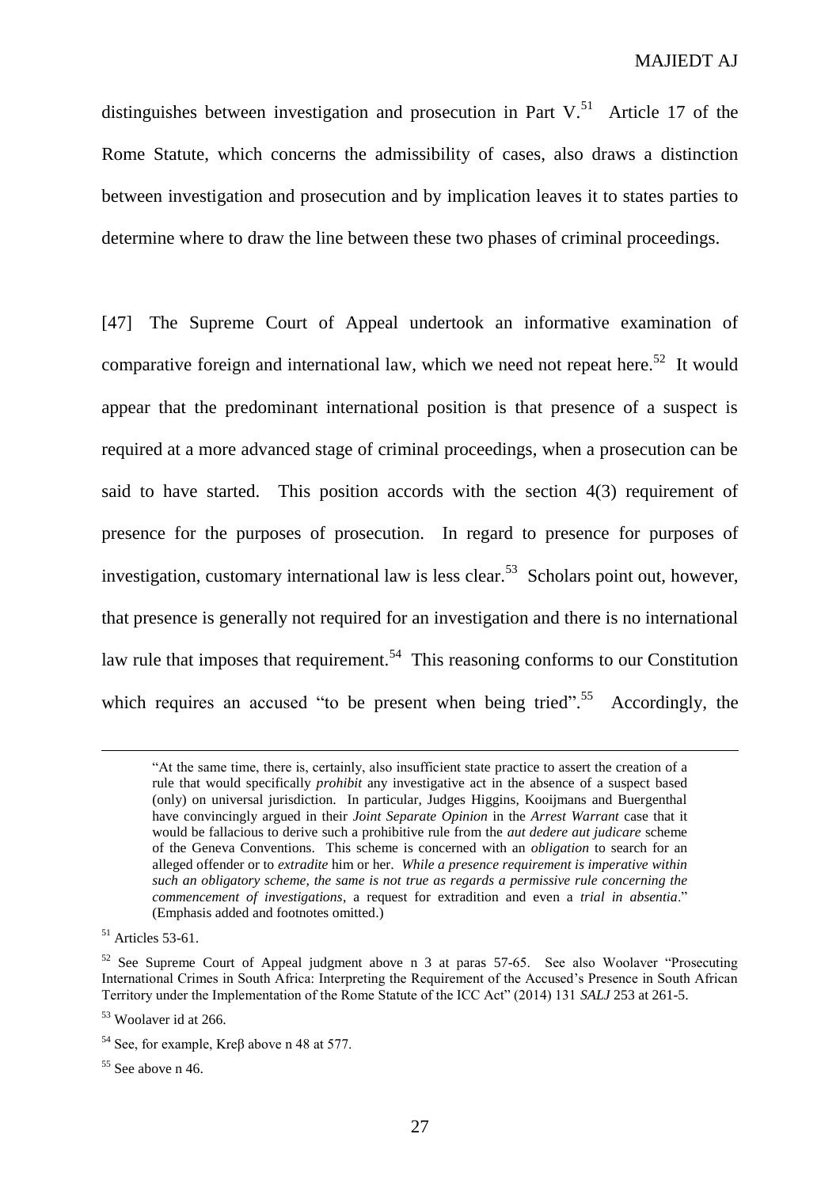distinguishes between investigation and prosecution in Part V.[51] Article 17 of the Rome Statute, which concerns the admissibility of cases, also draws a distinction between investigation and prosecution and by implication leaves it to states parties to determine where to draw the line between these two phases of criminal proceedings.

[47] The Supreme Court of Appeal undertook an informative examination of comparative foreign and international law, which we need not repeat here.[52] It would appear that the predominant international position is that presence of a suspect is required at a more advanced stage of criminal proceedings, when a prosecution can be said to have started. This position accords with the section 4(3) requirement of presence for the purposes of prosecution. In regard to presence for purposes of investigation, customary international law is less clear.[53] Scholars point out, however, that presence is generally not required for an investigation and there is no international law rule that imposes that requirement.[54] This reasoning conforms to our Constitution which requires an accused "to be present when being tried".[55] Accordingly, the

---

"At the same time, there is, certainly, also insufficient state practice to assert the creation of a rule that would specifically *prohibit* any investigative act in the absence of a suspect based (only) on universal jurisdiction. In particular, Judges Higgins, Kooijmans and Buergenthal have convincingly argued in their *Joint Separate Opinion* in the *Arrest Warrant* case that it would be fallacious to derive such a prohibitive rule from the *aut dedere aut judicare* scheme of the Geneva Conventions. This scheme is concerned with an *obligation* to search for an alleged offender or to *extradite* him or her. *While a presence requirement is imperative within such an obligatory scheme, the same is not true as regards a permissive rule concerning the commencement of investigations*, a request for extradition and even a *trial in absentia*." (Emphasis added and footnotes omitted.)

[51] Articles 53-61.

[52] See Supreme Court of Appeal judgment above n 3 at paras 57-65. See also Woolaver "Prosecuting International Crimes in South Africa: Interpreting the Requirement of the Accused's Presence in South African Territory under the Implementation of the Rome Statute of the ICC Act" (2014) 131 *SALJ* 253 at 261-5.

[53] Woolaver id at 266.

[54] See, for example, Kreβ above n 48 at 577.

[55] See above n 46.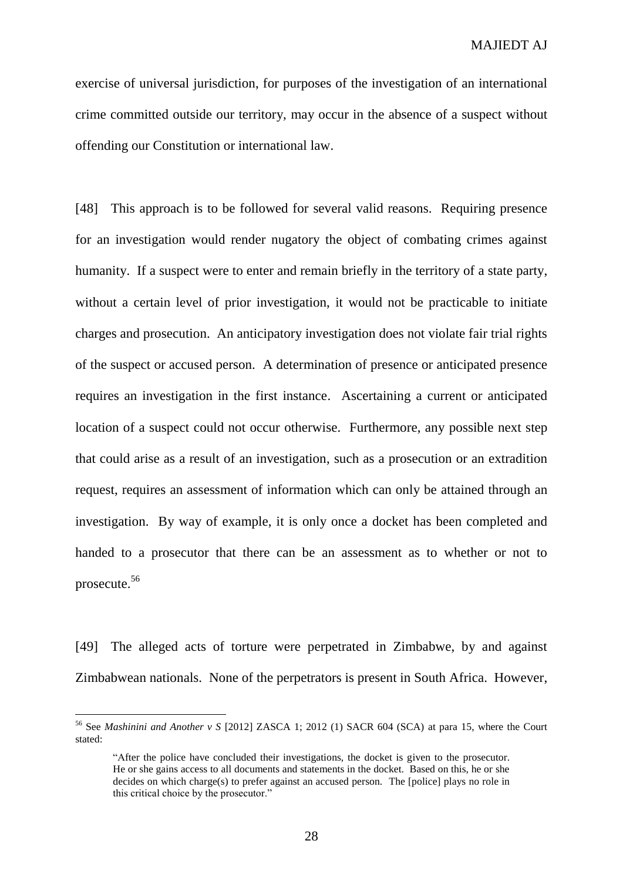exercise of universal jurisdiction, for purposes of the investigation of an international crime committed outside our territory, may occur in the absence of a suspect without offending our Constitution or international law.

[48] This approach is to be followed for several valid reasons. Requiring presence for an investigation would render nugatory the object of combating crimes against humanity. If a suspect were to enter and remain briefly in the territory of a state party, without a certain level of prior investigation, it would not be practicable to initiate charges and prosecution. An anticipatory investigation does not violate fair trial rights of the suspect or accused person. A determination of presence or anticipated presence requires an investigation in the first instance. Ascertaining a current or anticipated location of a suspect could not occur otherwise. Furthermore, any possible next step that could arise as a result of an investigation, such as a prosecution or an extradition request, requires an assessment of information which can only be attained through an investigation. By way of example, it is only once a docket has been completed and handed to a prosecutor that there can be an assessment as to whether or not to prosecute.[56]

[49] The alleged acts of torture were perpetrated in Zimbabwe, by and against Zimbabwean nationals. None of the perpetrators is present in South Africa. However,

---

[56] See *Mashinini and Another v S* [2012] ZASCA 1; 2012 (1) SACR 604 (SCA) at para 15, where the Court stated:

> "After the police have concluded their investigations, the docket is given to the prosecutor. He or she gains access to all documents and statements in the docket. Based on this, he or she decides on which charge(s) to prefer against an accused person. The [police] plays no role in this critical choice by the prosecutor."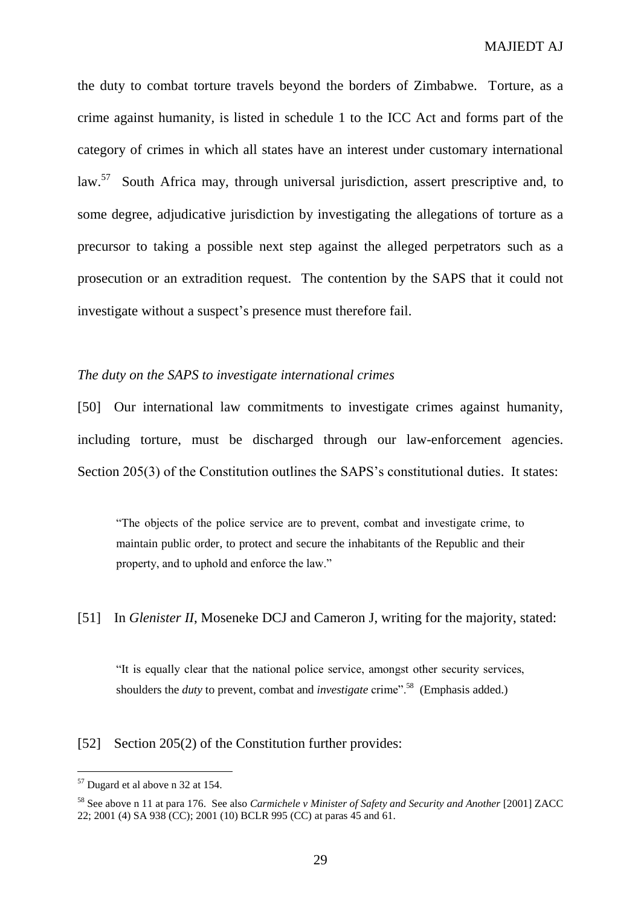the duty to combat torture travels beyond the borders of Zimbabwe. Torture, as a crime against humanity, is listed in schedule 1 to the ICC Act and forms part of the category of crimes in which all states have an interest under customary international law.[57] South Africa may, through universal jurisdiction, assert prescriptive and, to some degree, adjudicative jurisdiction by investigating the allegations of torture as a precursor to taking a possible next step against the alleged perpetrators such as a prosecution or an extradition request. The contention by the SAPS that it could not investigate without a suspect's presence must therefore fail.

*The duty on the SAPS to investigate international crimes*

[50] Our international law commitments to investigate crimes against humanity, including torture, must be discharged through our law-enforcement agencies. Section 205(3) of the Constitution outlines the SAPS's constitutional duties. It states:

> "The objects of the police service are to prevent, combat and investigate crime, to maintain public order, to protect and secure the inhabitants of the Republic and their property, and to uphold and enforce the law."

[51] In *Glenister II*, Moseneke DCJ and Cameron J, writing for the majority, stated:

> "It is equally clear that the national police service, amongst other security services, shoulders the *duty* to prevent, combat and *investigate* crime".[58] (Emphasis added.)

[52] Section 205(2) of the Constitution further provides:

---

[57] Dugard et al above n 32 at 154.

[58] See above n 11 at para 176. See also *Carmichele v Minister of Safety and Security and Another* [2001] ZACC 22; 2001 (4) SA 938 (CC); 2001 (10) BCLR 995 (CC) at paras 45 and 61.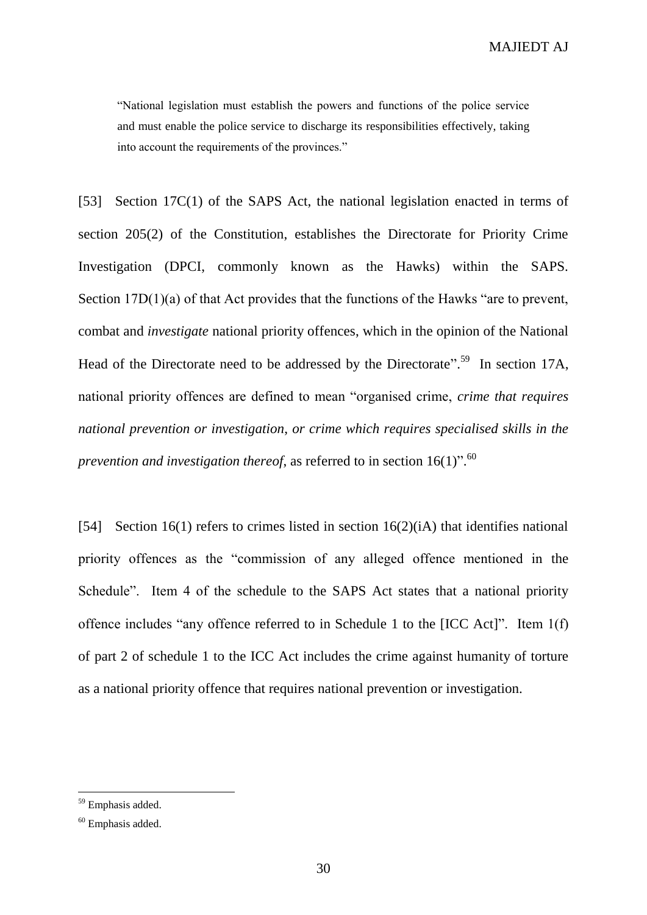> "National legislation must establish the powers and functions of the police service and must enable the police service to discharge its responsibilities effectively, taking into account the requirements of the provinces."

[53] Section 17C(1) of the SAPS Act, the national legislation enacted in terms of section 205(2) of the Constitution, establishes the Directorate for Priority Crime Investigation (DPCI, commonly known as the Hawks) within the SAPS. Section 17D(1)(a) of that Act provides that the functions of the Hawks "are to prevent, combat and *investigate* national priority offences, which in the opinion of the National Head of the Directorate need to be addressed by the Directorate".[59] In section 17A, national priority offences are defined to mean "organised crime, *crime that requires national prevention or investigation*, *or crime which requires specialised skills in the prevention and investigation thereof*, as referred to in section 16(1)".[60]

[54] Section 16(1) refers to crimes listed in section 16(2)(iA) that identifies national priority offences as the "commission of any alleged offence mentioned in the Schedule". Item 4 of the schedule to the SAPS Act states that a national priority offence includes "any offence referred to in Schedule 1 to the [ICC Act]". Item 1(f) of part 2 of schedule 1 to the ICC Act includes the crime against humanity of torture as a national priority offence that requires national prevention or investigation.

---

[59] Emphasis added.

[60] Emphasis added.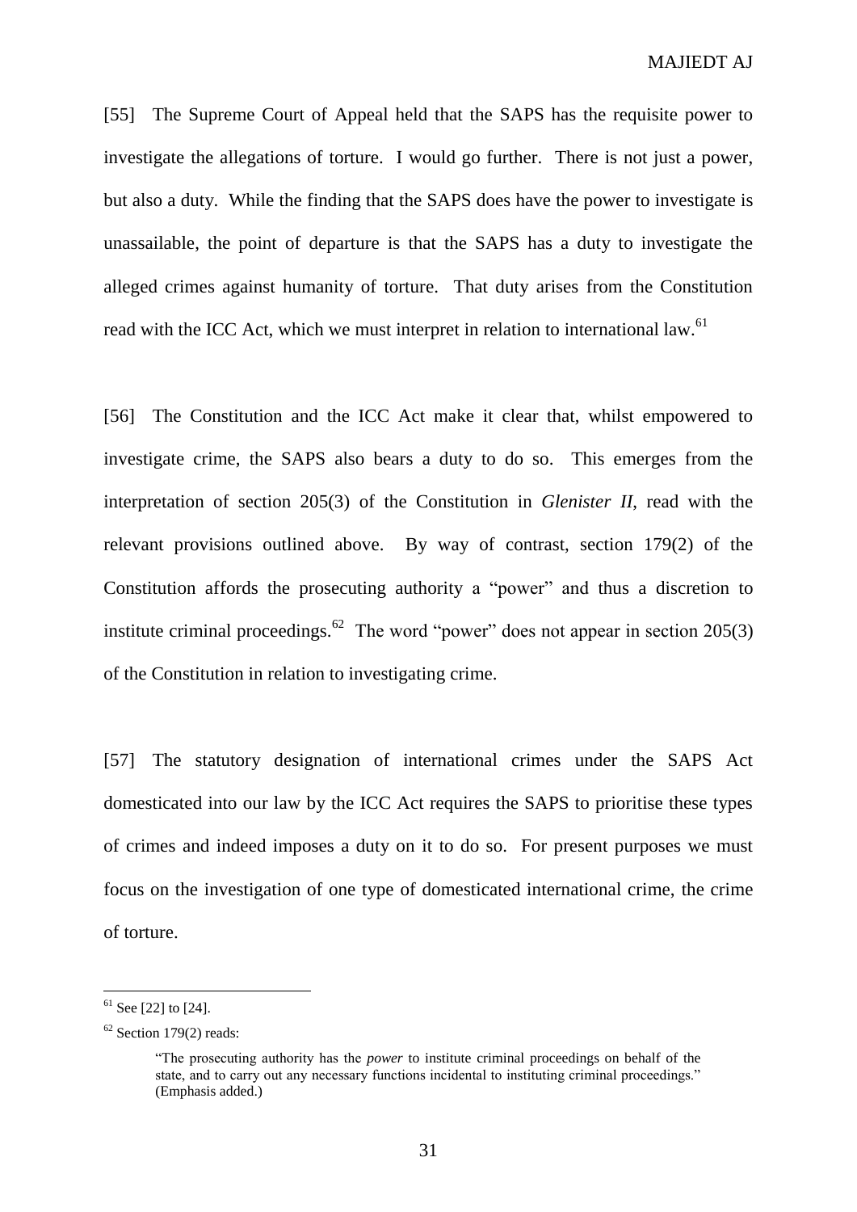[55] The Supreme Court of Appeal held that the SAPS has the requisite power to investigate the allegations of torture. I would go further. There is not just a power, but also a duty. While the finding that the SAPS does have the power to investigate is unassailable, the point of departure is that the SAPS has a duty to investigate the alleged crimes against humanity of torture. That duty arises from the Constitution read with the ICC Act, which we must interpret in relation to international law.[61]

[56] The Constitution and the ICC Act make it clear that, whilst empowered to investigate crime, the SAPS also bears a duty to do so. This emerges from the interpretation of section 205(3) of the Constitution in *Glenister II*, read with the relevant provisions outlined above. By way of contrast, section 179(2) of the Constitution affords the prosecuting authority a "power" and thus a discretion to institute criminal proceedings.[62] The word "power" does not appear in section 205(3) of the Constitution in relation to investigating crime.

[57] The statutory designation of international crimes under the SAPS Act domesticated into our law by the ICC Act requires the SAPS to prioritise these types of crimes and indeed imposes a duty on it to do so. For present purposes we must focus on the investigation of one type of domesticated international crime, the crime of torture.

---

[61] See [22] to [24].

[62] Section 179(2) reads:

> "The prosecuting authority has the *power* to institute criminal proceedings on behalf of the state, and to carry out any necessary functions incidental to instituting criminal proceedings." (Emphasis added.)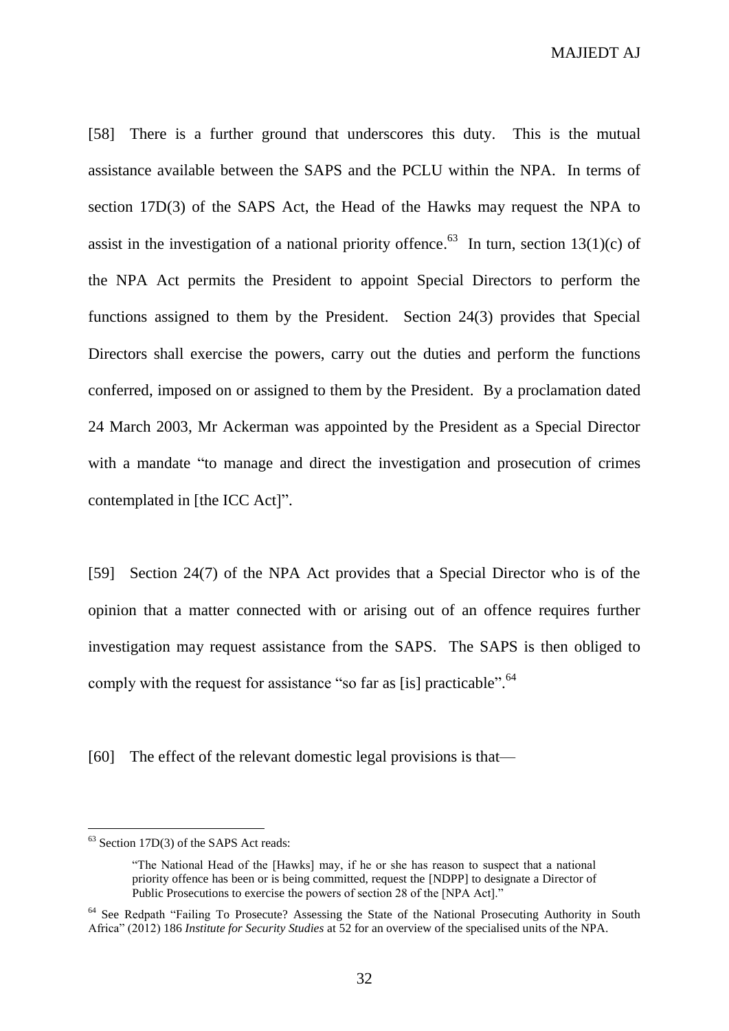[58] There is a further ground that underscores this duty. This is the mutual assistance available between the SAPS and the PCLU within the NPA. In terms of section 17D(3) of the SAPS Act, the Head of the Hawks may request the NPA to assist in the investigation of a national priority offence.[63] In turn, section 13(1)(c) of the NPA Act permits the President to appoint Special Directors to perform the functions assigned to them by the President. Section 24(3) provides that Special Directors shall exercise the powers, carry out the duties and perform the functions conferred, imposed on or assigned to them by the President. By a proclamation dated 24 March 2003, Mr Ackerman was appointed by the President as a Special Director with a mandate "to manage and direct the investigation and prosecution of crimes contemplated in [the ICC Act]".

[59] Section 24(7) of the NPA Act provides that a Special Director who is of the opinion that a matter connected with or arising out of an offence requires further investigation may request assistance from the SAPS. The SAPS is then obliged to comply with the request for assistance "so far as [is] practicable".[64]

[60] The effect of the relevant domestic legal provisions is that—

---

[63] Section 17D(3) of the SAPS Act reads:

> "The National Head of the [Hawks] may, if he or she has reason to suspect that a national priority offence has been or is being committed, request the [NDPP] to designate a Director of Public Prosecutions to exercise the powers of section 28 of the [NPA Act]."

[64] See Redpath "Failing To Prosecute? Assessing the State of the National Prosecuting Authority in South Africa" (2012) 186 *Institute for Security Studies* at 52 for an overview of the specialised units of the NPA.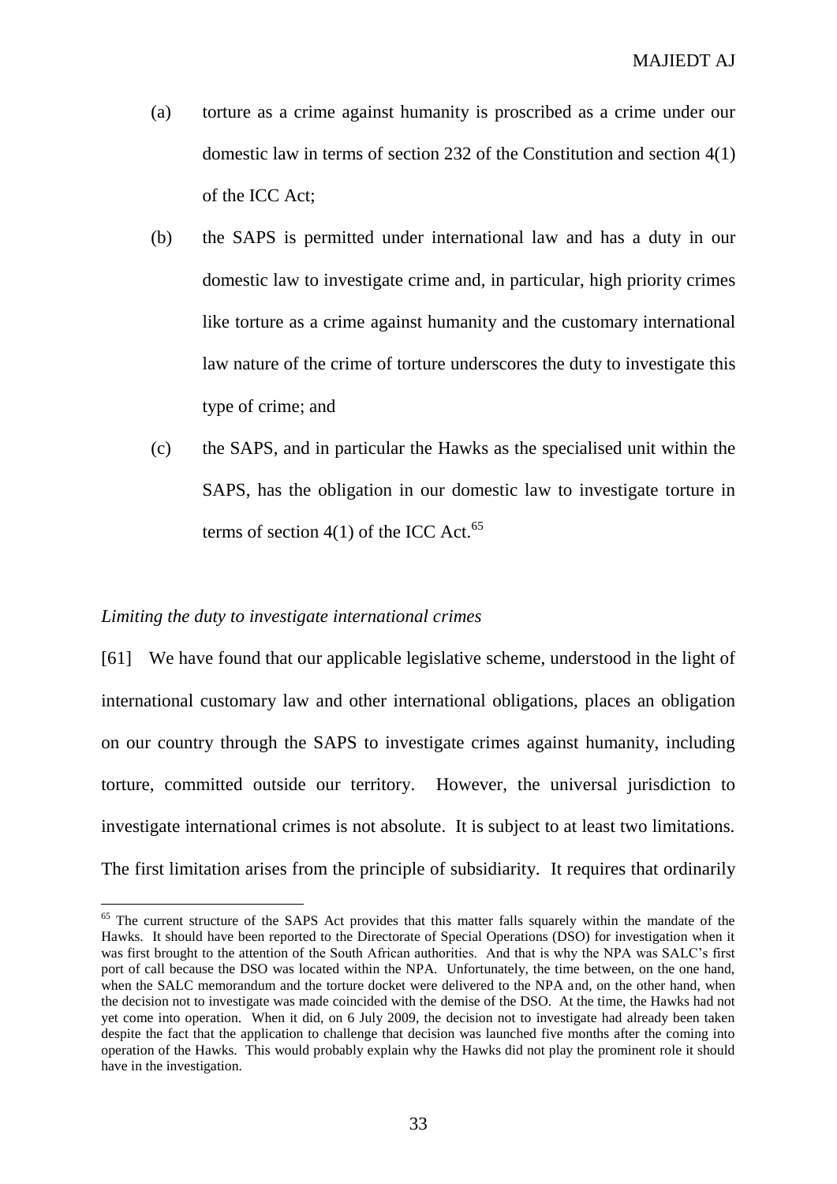(a) torture as a crime against humanity is proscribed as a crime under our domestic law in terms of section 232 of the Constitution and section 4(1) of the ICC Act;

(b) the SAPS is permitted under international law and has a duty in our domestic law to investigate crime and, in particular, high priority crimes like torture as a crime against humanity and the customary international law nature of the crime of torture underscores the duty to investigate this type of crime; and

(c) the SAPS, and in particular the Hawks as the specialised unit within the SAPS, has the obligation in our domestic law to investigate torture in terms of section 4(1) of the ICC Act.[65]

*Limiting the duty to investigate international crimes*

[61] We have found that our applicable legislative scheme, understood in the light of international customary law and other international obligations, places an obligation on our country through the SAPS to investigate crimes against humanity, including torture, committed outside our territory. However, the universal jurisdiction to investigate international crimes is not absolute. It is subject to at least two limitations. The first limitation arises from the principle of subsidiarity. It requires that ordinarily

[65] The current structure of the SAPS Act provides that this matter falls squarely within the mandate of the Hawks. It should have been reported to the Directorate of Special Operations (DSO) for investigation when it was first brought to the attention of the South African authorities. And that is why the NPA was SALC's first port of call because the DSO was located within the NPA. Unfortunately, the time between, on the one hand, when the SALC memorandum and the torture docket were delivered to the NPA and, on the other hand, when the decision not to investigate was made coincided with the demise of the DSO. At the time, the Hawks had not yet come into operation. When it did, on 6 July 2009, the decision not to investigate had already been taken despite the fact that the application to challenge that decision was launched five months after the coming into operation of the Hawks. This would probably explain why the Hawks did not play the prominent role it should have in the investigation.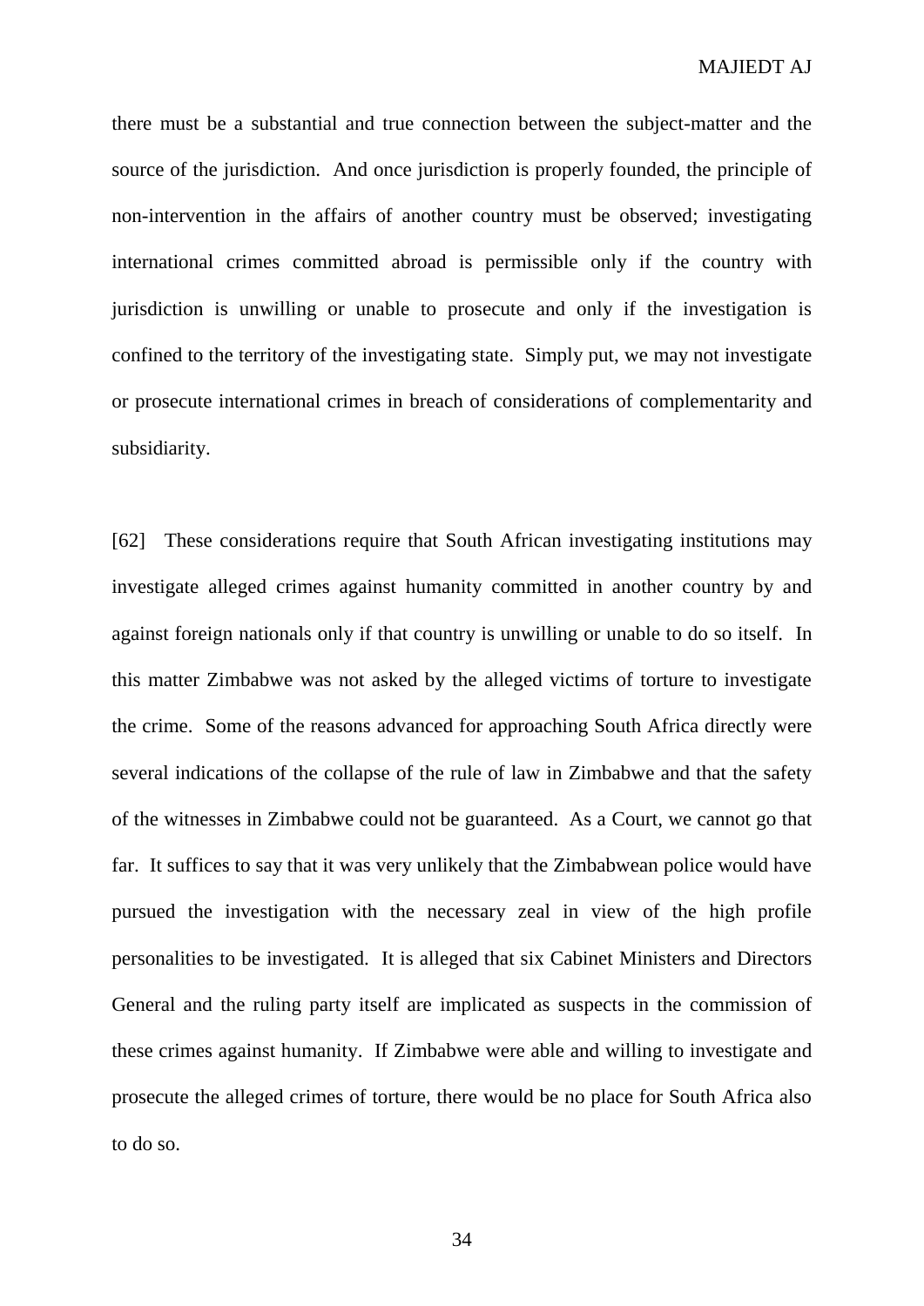there must be a substantial and true connection between the subject-matter and the source of the jurisdiction. And once jurisdiction is properly founded, the principle of non-intervention in the affairs of another country must be observed; investigating international crimes committed abroad is permissible only if the country with jurisdiction is unwilling or unable to prosecute and only if the investigation is confined to the territory of the investigating state. Simply put, we may not investigate or prosecute international crimes in breach of considerations of complementarity and subsidiarity.

[62] These considerations require that South African investigating institutions may investigate alleged crimes against humanity committed in another country by and against foreign nationals only if that country is unwilling or unable to do so itself. In this matter Zimbabwe was not asked by the alleged victims of torture to investigate the crime. Some of the reasons advanced for approaching South Africa directly were several indications of the collapse of the rule of law in Zimbabwe and that the safety of the witnesses in Zimbabwe could not be guaranteed. As a Court, we cannot go that far. It suffices to say that it was very unlikely that the Zimbabwean police would have pursued the investigation with the necessary zeal in view of the high profile personalities to be investigated. It is alleged that six Cabinet Ministers and Directors General and the ruling party itself are implicated as suspects in the commission of these crimes against humanity. If Zimbabwe were able and willing to investigate and prosecute the alleged crimes of torture, there would be no place for South Africa also to do so.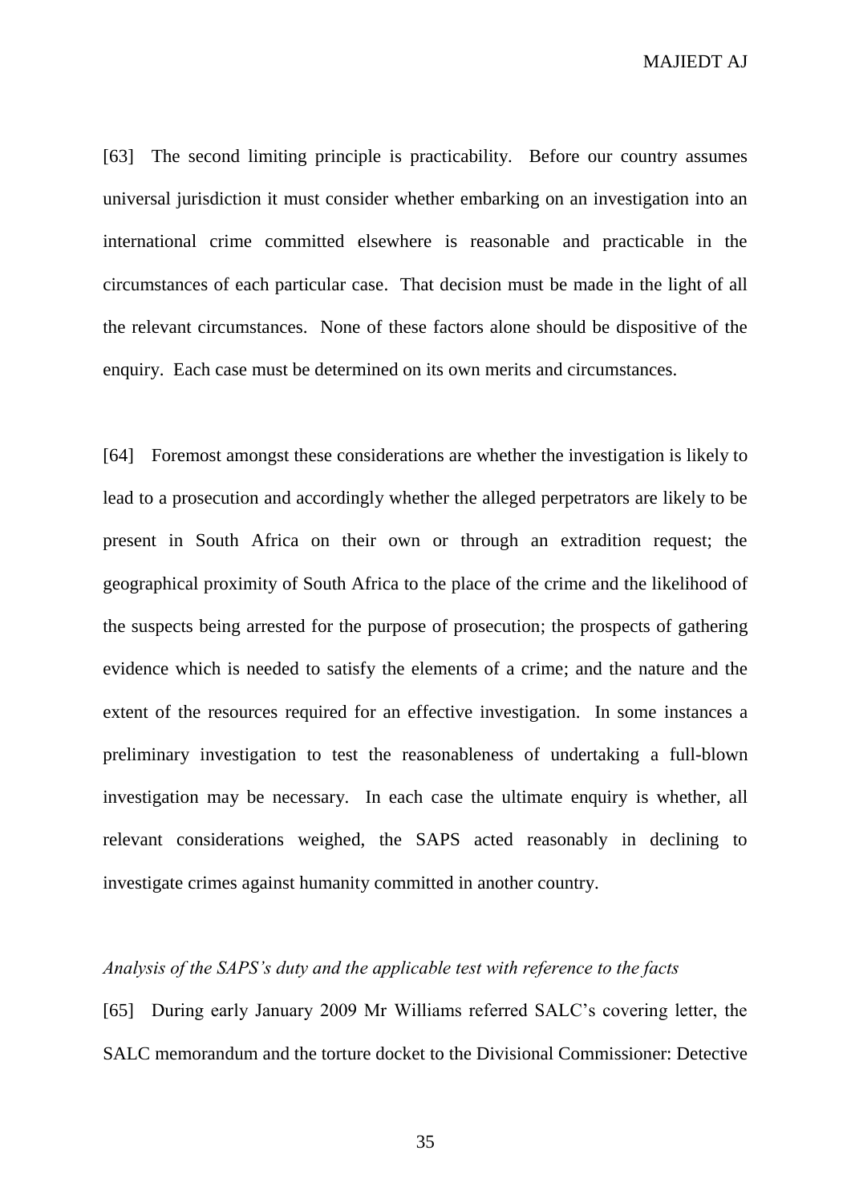[63] The second limiting principle is practicability. Before our country assumes universal jurisdiction it must consider whether embarking on an investigation into an international crime committed elsewhere is reasonable and practicable in the circumstances of each particular case. That decision must be made in the light of all the relevant circumstances. None of these factors alone should be dispositive of the enquiry. Each case must be determined on its own merits and circumstances.

[64] Foremost amongst these considerations are whether the investigation is likely to lead to a prosecution and accordingly whether the alleged perpetrators are likely to be present in South Africa on their own or through an extradition request; the geographical proximity of South Africa to the place of the crime and the likelihood of the suspects being arrested for the purpose of prosecution; the prospects of gathering evidence which is needed to satisfy the elements of a crime; and the nature and the extent of the resources required for an effective investigation. In some instances a preliminary investigation to test the reasonableness of undertaking a full-blown investigation may be necessary. In each case the ultimate enquiry is whether, all relevant considerations weighed, the SAPS acted reasonably in declining to investigate crimes against humanity committed in another country.

*Analysis of the SAPS's duty and the applicable test with reference to the facts*

[65] During early January 2009 Mr Williams referred SALC's covering letter, the SALC memorandum and the torture docket to the Divisional Commissioner: Detective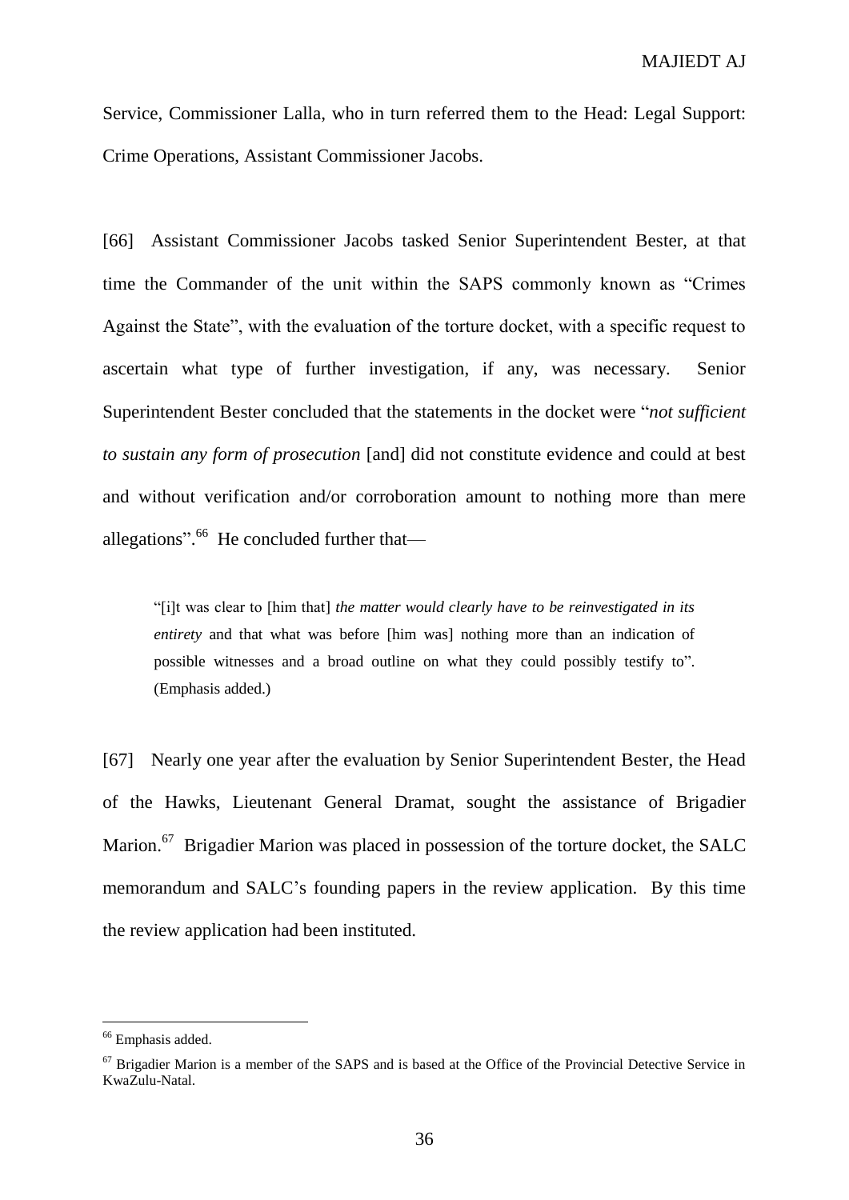Service, Commissioner Lalla, who in turn referred them to the Head: Legal Support: Crime Operations, Assistant Commissioner Jacobs.

[66] Assistant Commissioner Jacobs tasked Senior Superintendent Bester, at that time the Commander of the unit within the SAPS commonly known as "Crimes Against the State", with the evaluation of the torture docket, with a specific request to ascertain what type of further investigation, if any, was necessary. Senior Superintendent Bester concluded that the statements in the docket were "*not sufficient to sustain any form of prosecution* [and] did not constitute evidence and could at best and without verification and/or corroboration amount to nothing more than mere allegations".[66] He concluded further that—

> "[i]t was clear to [him that] *the matter would clearly have to be reinvestigated in its entirety* and that what was before [him was] nothing more than an indication of possible witnesses and a broad outline on what they could possibly testify to". (Emphasis added.)

[67] Nearly one year after the evaluation by Senior Superintendent Bester, the Head of the Hawks, Lieutenant General Dramat, sought the assistance of Brigadier Marion.[67] Brigadier Marion was placed in possession of the torture docket, the SALC memorandum and SALC's founding papers in the review application. By this time the review application had been instituted.

---

[66] Emphasis added.

[67] Brigadier Marion is a member of the SAPS and is based at the Office of the Provincial Detective Service in KwaZulu-Natal.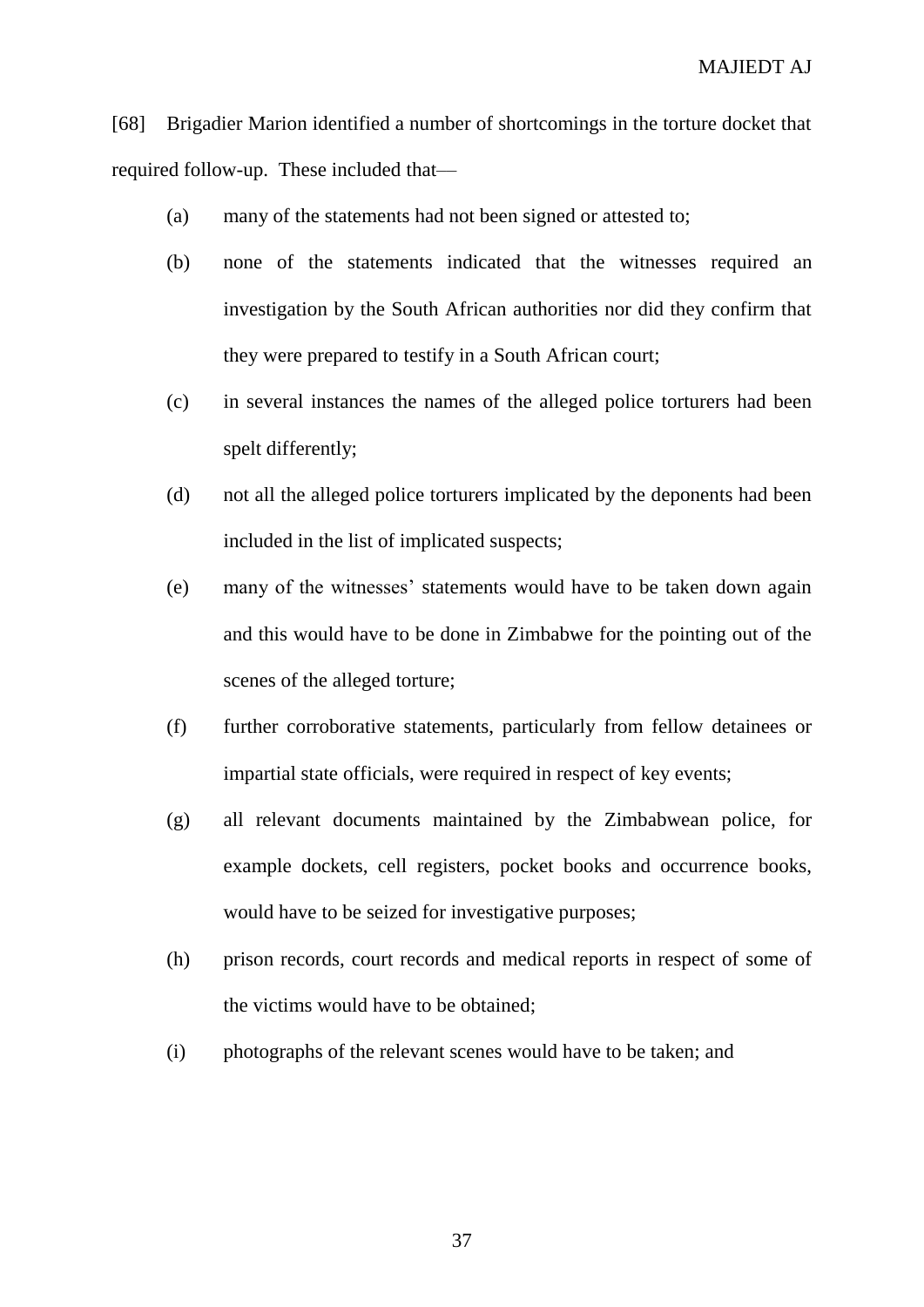[68] Brigadier Marion identified a number of shortcomings in the torture docket that required follow-up. These included that—

(a) many of the statements had not been signed or attested to;

(b) none of the statements indicated that the witnesses required an investigation by the South African authorities nor did they confirm that they were prepared to testify in a South African court;

(c) in several instances the names of the alleged police torturers had been spelt differently;

(d) not all the alleged police torturers implicated by the deponents had been included in the list of implicated suspects;

(e) many of the witnesses' statements would have to be taken down again and this would have to be done in Zimbabwe for the pointing out of the scenes of the alleged torture;

(f) further corroborative statements, particularly from fellow detainees or impartial state officials, were required in respect of key events;

(g) all relevant documents maintained by the Zimbabwean police, for example dockets, cell registers, pocket books and occurrence books, would have to be seized for investigative purposes;

(h) prison records, court records and medical reports in respect of some of the victims would have to be obtained;

(i) photographs of the relevant scenes would have to be taken; and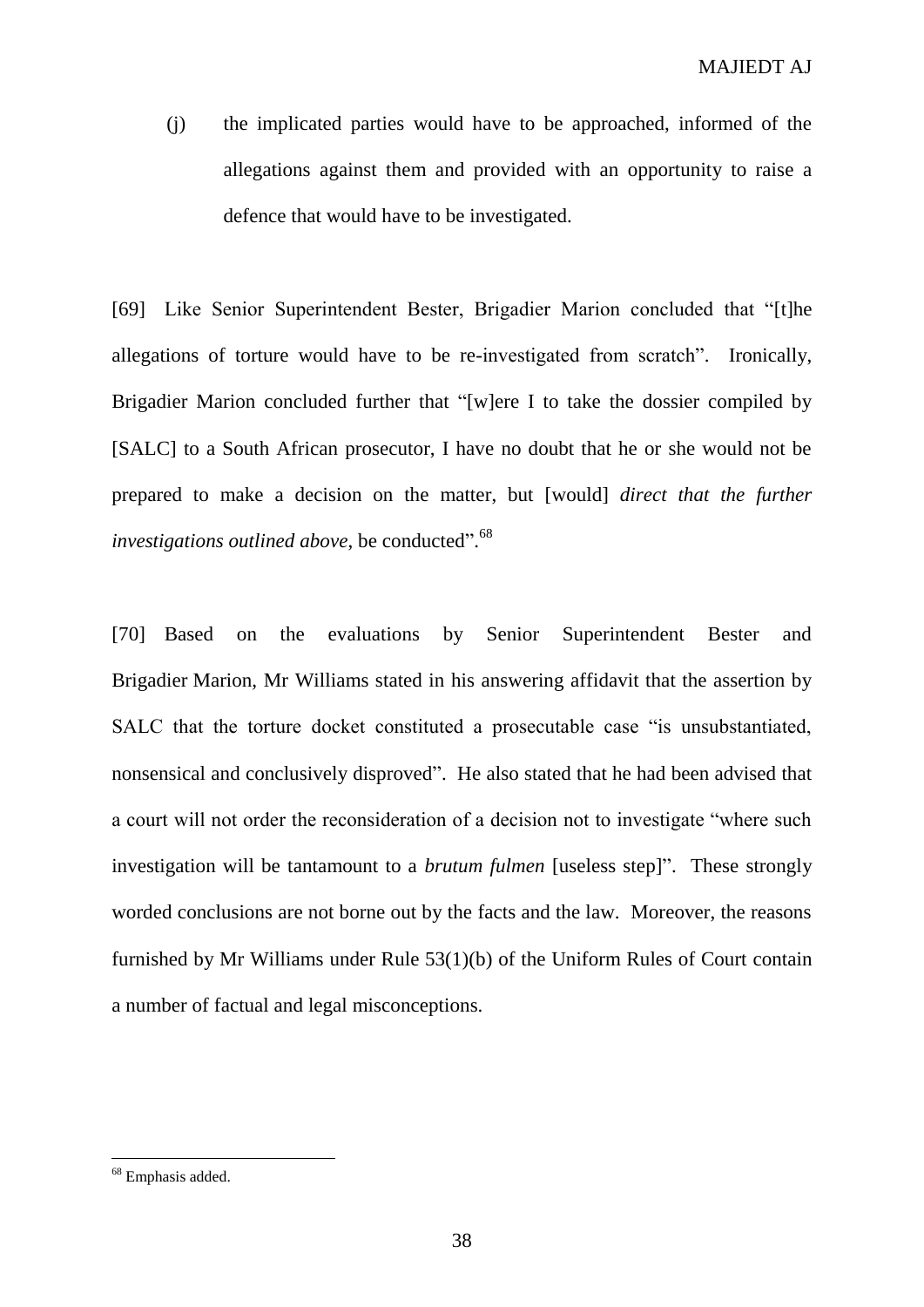(j) the implicated parties would have to be approached, informed of the allegations against them and provided with an opportunity to raise a defence that would have to be investigated.

[69] Like Senior Superintendent Bester, Brigadier Marion concluded that "[t]he allegations of torture would have to be re-investigated from scratch". Ironically, Brigadier Marion concluded further that "[w]ere I to take the dossier compiled by [SALC] to a South African prosecutor, I have no doubt that he or she would not be prepared to make a decision on the matter, but [would] *direct that the further investigations outlined above*, be conducted".[68]

[70] Based on the evaluations by Senior Superintendent Bester and Brigadier Marion, Mr Williams stated in his answering affidavit that the assertion by SALC that the torture docket constituted a prosecutable case "is unsubstantiated, nonsensical and conclusively disproved". He also stated that he had been advised that a court will not order the reconsideration of a decision not to investigate "where such investigation will be tantamount to a *brutum fulmen* [useless step]". These strongly worded conclusions are not borne out by the facts and the law. Moreover, the reasons furnished by Mr Williams under Rule 53(1)(b) of the Uniform Rules of Court contain a number of factual and legal misconceptions.

---

[68] Emphasis added.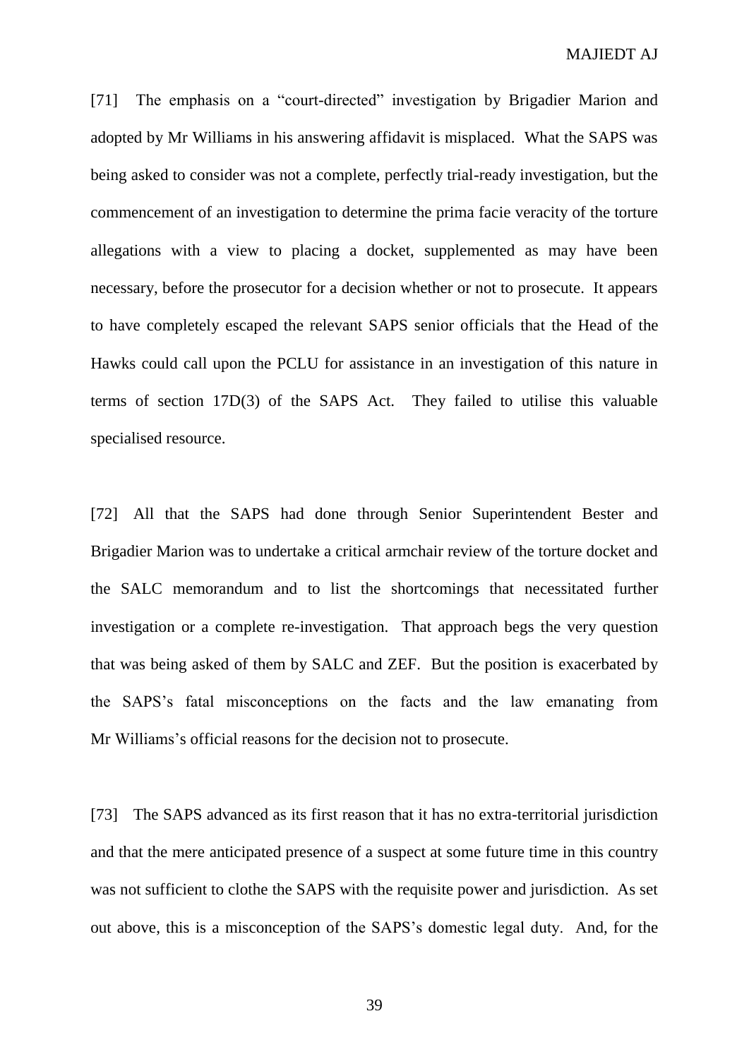[71] The emphasis on a "court-directed" investigation by Brigadier Marion and adopted by Mr Williams in his answering affidavit is misplaced. What the SAPS was being asked to consider was not a complete, perfectly trial-ready investigation, but the commencement of an investigation to determine the prima facie veracity of the torture allegations with a view to placing a docket, supplemented as may have been necessary, before the prosecutor for a decision whether or not to prosecute. It appears to have completely escaped the relevant SAPS senior officials that the Head of the Hawks could call upon the PCLU for assistance in an investigation of this nature in terms of section 17D(3) of the SAPS Act. They failed to utilise this valuable specialised resource.

[72] All that the SAPS had done through Senior Superintendent Bester and Brigadier Marion was to undertake a critical armchair review of the torture docket and the SALC memorandum and to list the shortcomings that necessitated further investigation or a complete re-investigation. That approach begs the very question that was being asked of them by SALC and ZEF. But the position is exacerbated by the SAPS's fatal misconceptions on the facts and the law emanating from Mr Williams's official reasons for the decision not to prosecute.

[73] The SAPS advanced as its first reason that it has no extra-territorial jurisdiction and that the mere anticipated presence of a suspect at some future time in this country was not sufficient to clothe the SAPS with the requisite power and jurisdiction. As set out above, this is a misconception of the SAPS's domestic legal duty. And, for the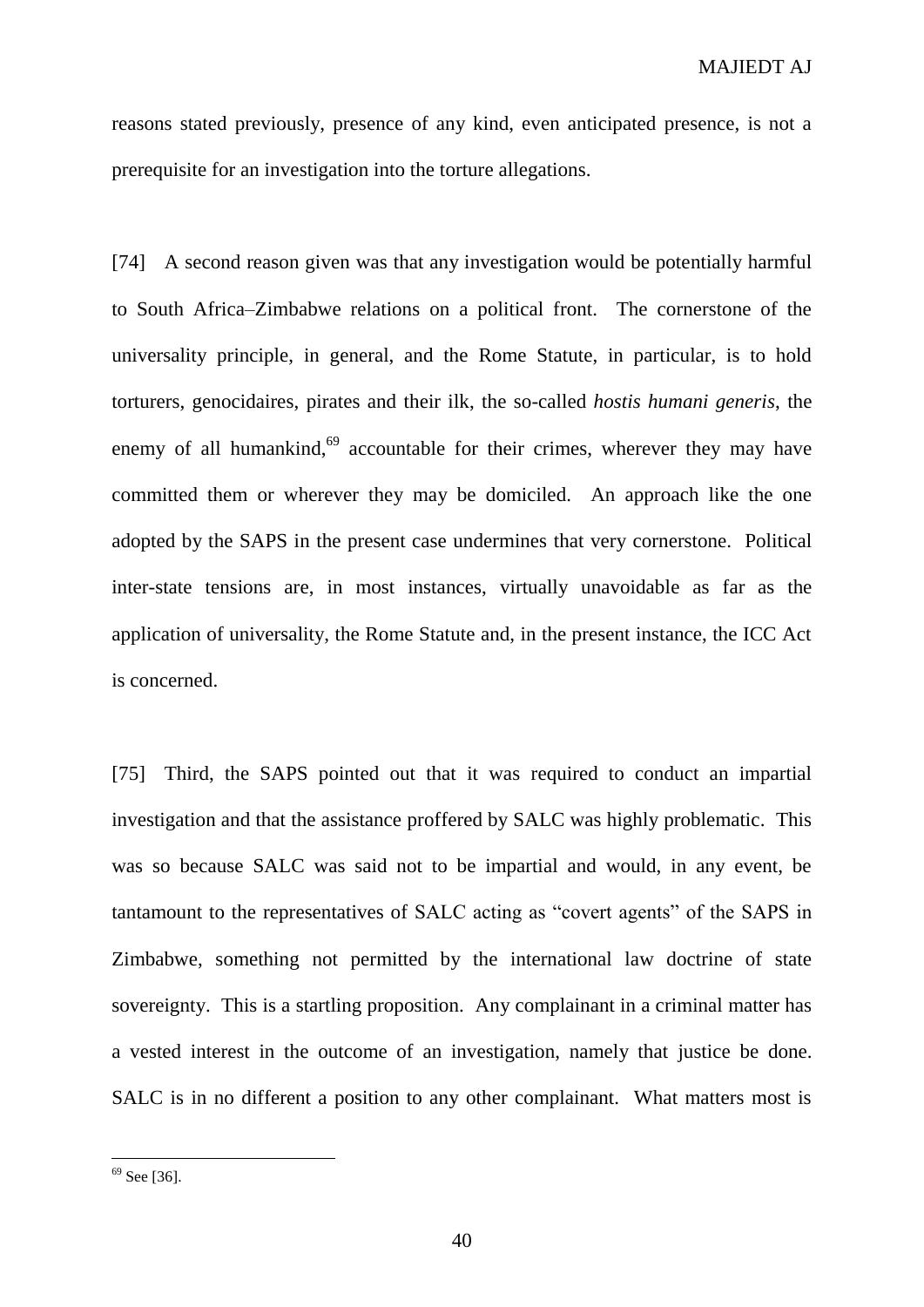reasons stated previously, presence of any kind, even anticipated presence, is not a prerequisite for an investigation into the torture allegations.

[74] A second reason given was that any investigation would be potentially harmful to South Africa–Zimbabwe relations on a political front. The cornerstone of the universality principle, in general, and the Rome Statute, in particular, is to hold torturers, genocidaires, pirates and their ilk, the so-called *hostis humani generis*, the enemy of all humankind,[69] accountable for their crimes, wherever they may have committed them or wherever they may be domiciled. An approach like the one adopted by the SAPS in the present case undermines that very cornerstone. Political inter-state tensions are, in most instances, virtually unavoidable as far as the application of universality, the Rome Statute and, in the present instance, the ICC Act is concerned.

[75] Third, the SAPS pointed out that it was required to conduct an impartial investigation and that the assistance proffered by SALC was highly problematic. This was so because SALC was said not to be impartial and would, in any event, be tantamount to the representatives of SALC acting as "covert agents" of the SAPS in Zimbabwe, something not permitted by the international law doctrine of state sovereignty. This is a startling proposition. Any complainant in a criminal matter has a vested interest in the outcome of an investigation, namely that justice be done. SALC is in no different a position to any other complainant. What matters most is

---

[69] See [36].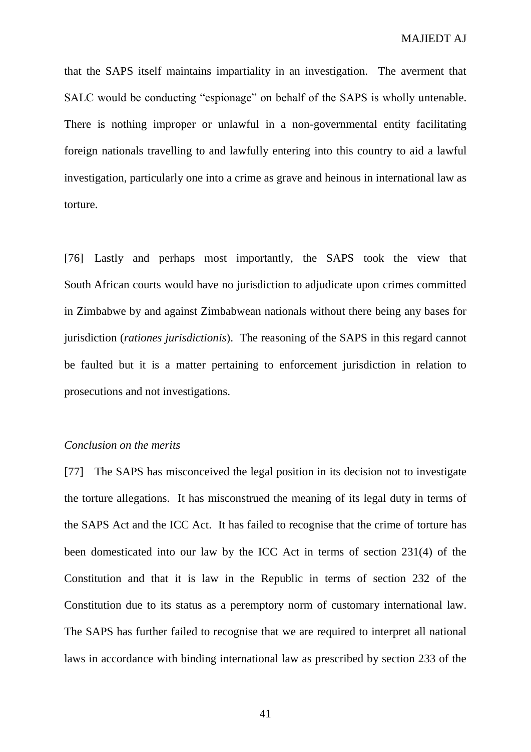that the SAPS itself maintains impartiality in an investigation. The averment that SALC would be conducting "espionage" on behalf of the SAPS is wholly untenable. There is nothing improper or unlawful in a non-governmental entity facilitating foreign nationals travelling to and lawfully entering into this country to aid a lawful investigation, particularly one into a crime as grave and heinous in international law as torture.

[76] Lastly and perhaps most importantly, the SAPS took the view that South African courts would have no jurisdiction to adjudicate upon crimes committed in Zimbabwe by and against Zimbabwean nationals without there being any bases for jurisdiction (*rationes jurisdictionis*). The reasoning of the SAPS in this regard cannot be faulted but it is a matter pertaining to enforcement jurisdiction in relation to prosecutions and not investigations.

*Conclusion on the merits*

[77] The SAPS has misconceived the legal position in its decision not to investigate the torture allegations. It has misconstrued the meaning of its legal duty in terms of the SAPS Act and the ICC Act. It has failed to recognise that the crime of torture has been domesticated into our law by the ICC Act in terms of section 231(4) of the Constitution and that it is law in the Republic in terms of section 232 of the Constitution due to its status as a peremptory norm of customary international law. The SAPS has further failed to recognise that we are required to interpret all national laws in accordance with binding international law as prescribed by section 233 of the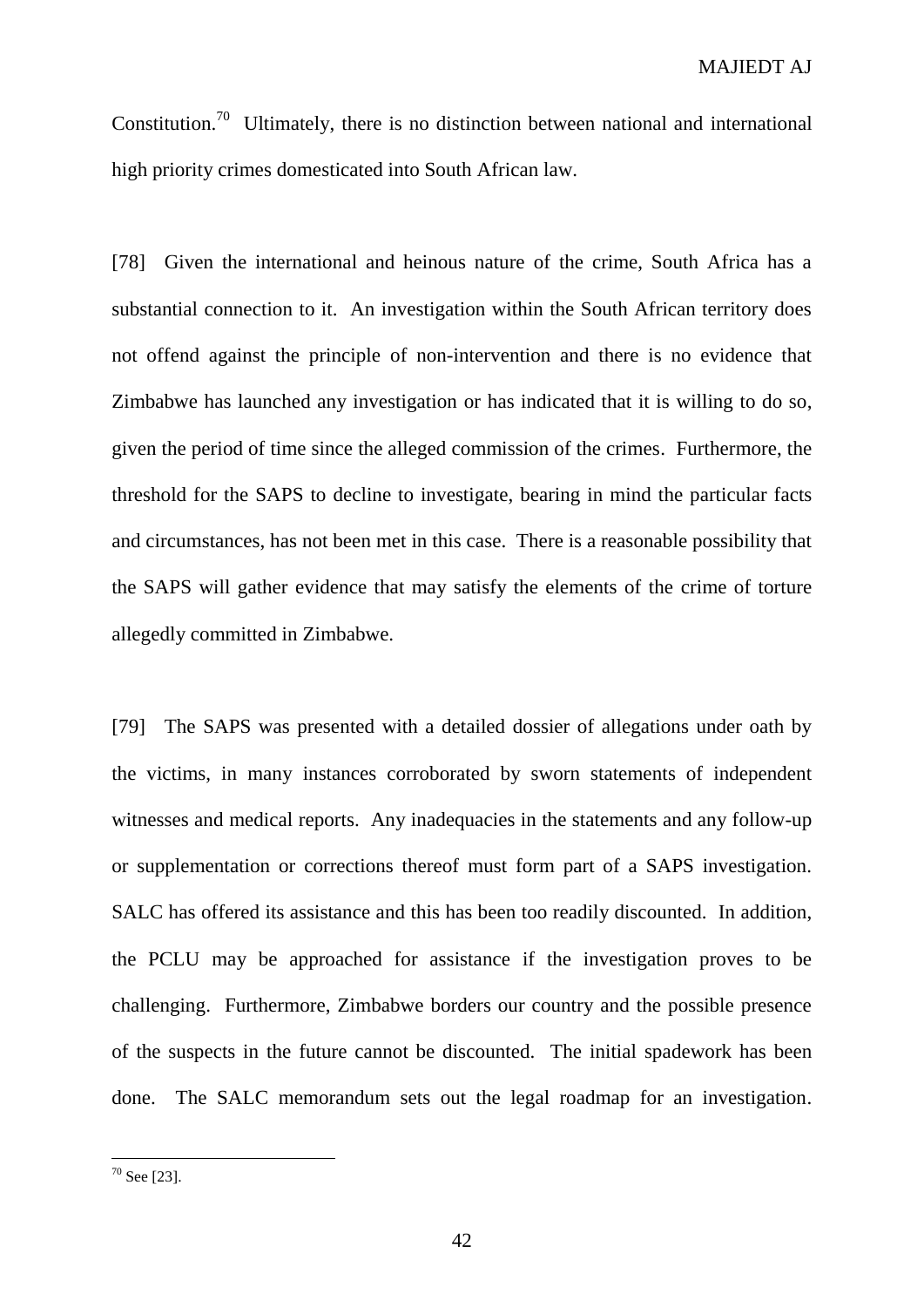Constitution.[70] Ultimately, there is no distinction between national and international high priority crimes domesticated into South African law.

[78] Given the international and heinous nature of the crime, South Africa has a substantial connection to it. An investigation within the South African territory does not offend against the principle of non-intervention and there is no evidence that Zimbabwe has launched any investigation or has indicated that it is willing to do so, given the period of time since the alleged commission of the crimes. Furthermore, the threshold for the SAPS to decline to investigate, bearing in mind the particular facts and circumstances, has not been met in this case. There is a reasonable possibility that the SAPS will gather evidence that may satisfy the elements of the crime of torture allegedly committed in Zimbabwe.

[79] The SAPS was presented with a detailed dossier of allegations under oath by the victims, in many instances corroborated by sworn statements of independent witnesses and medical reports. Any inadequacies in the statements and any follow-up or supplementation or corrections thereof must form part of a SAPS investigation. SALC has offered its assistance and this has been too readily discounted. In addition, the PCLU may be approached for assistance if the investigation proves to be challenging. Furthermore, Zimbabwe borders our country and the possible presence of the suspects in the future cannot be discounted. The initial spadework has been done. The SALC memorandum sets out the legal roadmap for an investigation.

[70] See [23].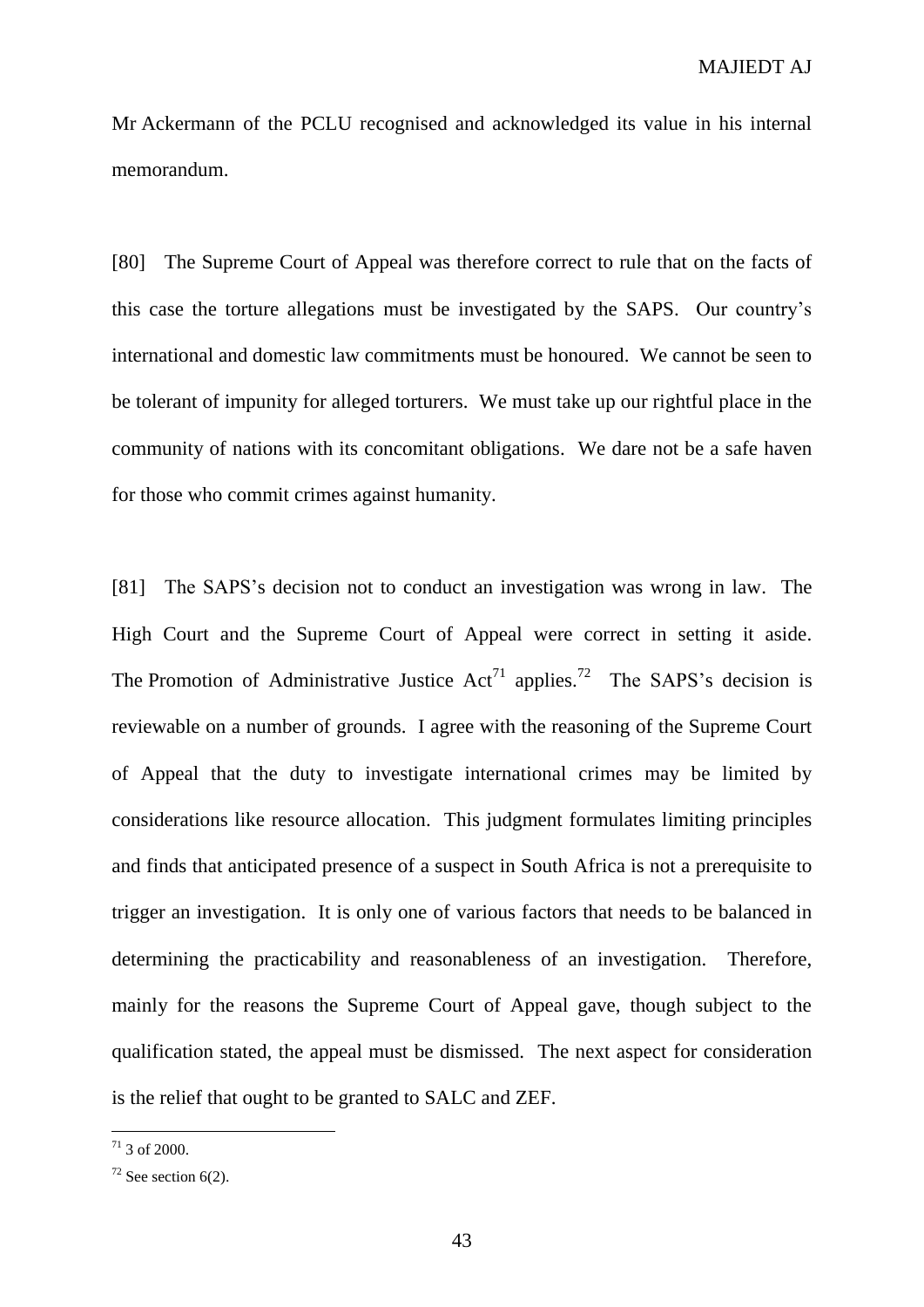Mr Ackermann of the PCLU recognised and acknowledged its value in his internal memorandum.

[80] The Supreme Court of Appeal was therefore correct to rule that on the facts of this case the torture allegations must be investigated by the SAPS. Our country's international and domestic law commitments must be honoured. We cannot be seen to be tolerant of impunity for alleged torturers. We must take up our rightful place in the community of nations with its concomitant obligations. We dare not be a safe haven for those who commit crimes against humanity.

[81] The SAPS's decision not to conduct an investigation was wrong in law. The High Court and the Supreme Court of Appeal were correct in setting it aside. The Promotion of Administrative Justice Act[71] applies.[72] The SAPS's decision is reviewable on a number of grounds. I agree with the reasoning of the Supreme Court of Appeal that the duty to investigate international crimes may be limited by considerations like resource allocation. This judgment formulates limiting principles and finds that anticipated presence of a suspect in South Africa is not a prerequisite to trigger an investigation. It is only one of various factors that needs to be balanced in determining the practicability and reasonableness of an investigation. Therefore, mainly for the reasons the Supreme Court of Appeal gave, though subject to the qualification stated, the appeal must be dismissed. The next aspect for consideration is the relief that ought to be granted to SALC and ZEF.

---

[71] 3 of 2000.

[72] See section 6(2).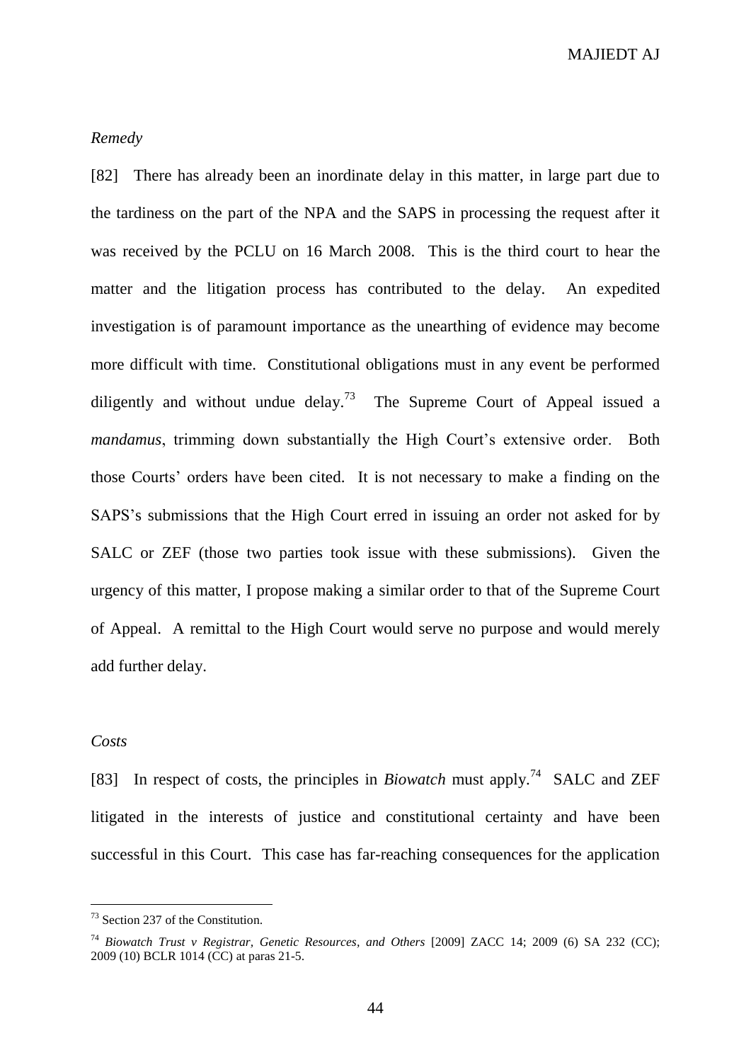*Remedy*

[82] There has already been an inordinate delay in this matter, in large part due to the tardiness on the part of the NPA and the SAPS in processing the request after it was received by the PCLU on 16 March 2008. This is the third court to hear the matter and the litigation process has contributed to the delay. An expedited investigation is of paramount importance as the unearthing of evidence may become more difficult with time. Constitutional obligations must in any event be performed diligently and without undue delay.[73] The Supreme Court of Appeal issued a *mandamus*, trimming down substantially the High Court's extensive order. Both those Courts' orders have been cited. It is not necessary to make a finding on the SAPS's submissions that the High Court erred in issuing an order not asked for by SALC or ZEF (those two parties took issue with these submissions). Given the urgency of this matter, I propose making a similar order to that of the Supreme Court of Appeal. A remittal to the High Court would serve no purpose and would merely add further delay.

*Costs*

[83] In respect of costs, the principles in *Biowatch* must apply.[74] SALC and ZEF litigated in the interests of justice and constitutional certainty and have been successful in this Court. This case has far-reaching consequences for the application

---

[73] Section 237 of the Constitution.

[74] *Biowatch Trust v Registrar, Genetic Resources, and Others* [2009] ZACC 14; 2009 (6) SA 232 (CC); 2009 (10) BCLR 1014 (CC) at paras 21-5.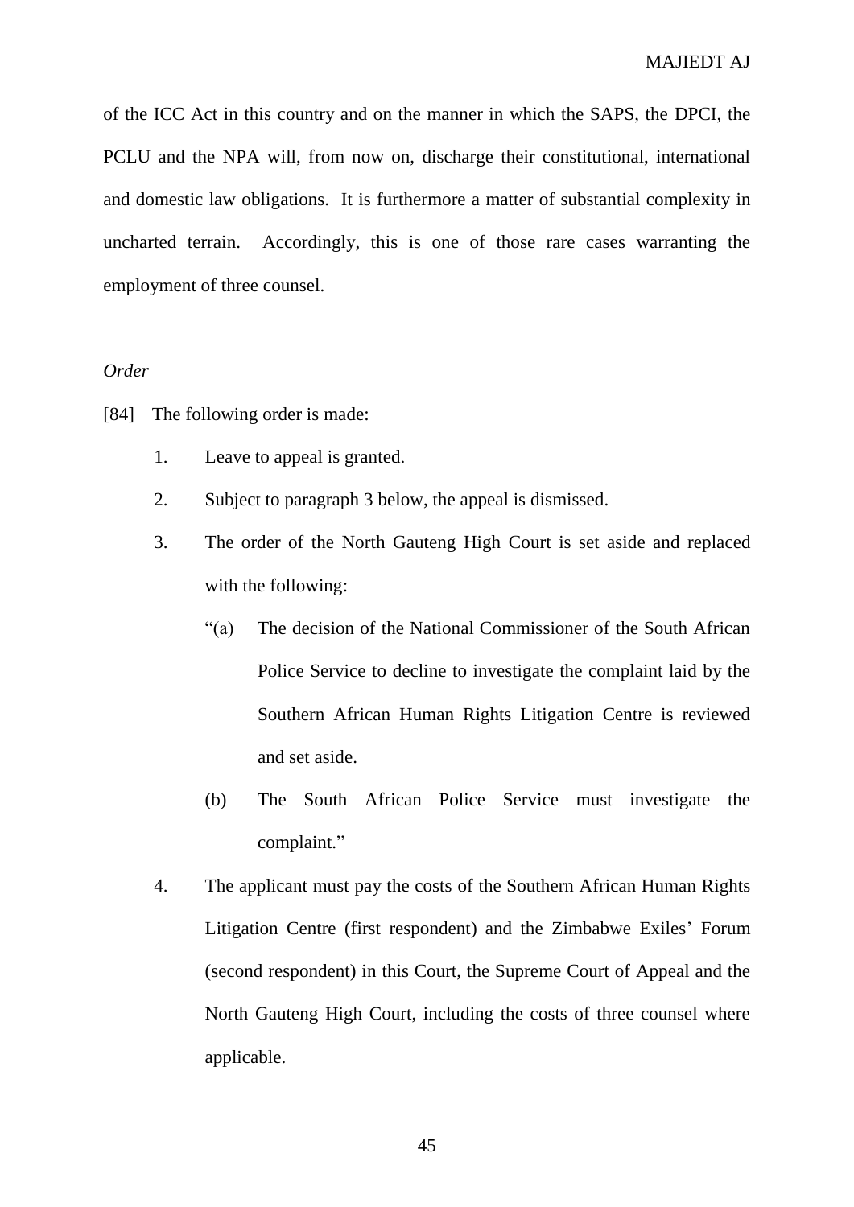of the ICC Act in this country and on the manner in which the SAPS, the DPCI, the PCLU and the NPA will, from now on, discharge their constitutional, international and domestic law obligations. It is furthermore a matter of substantial complexity in uncharted terrain. Accordingly, this is one of those rare cases warranting the employment of three counsel.

*Order*

[84] The following order is made:

1. Leave to appeal is granted.
2. Subject to paragraph 3 below, the appeal is dismissed.
3. The order of the North Gauteng High Court is set aside and replaced with the following:

   "(a) The decision of the National Commissioner of the South African Police Service to decline to investigate the complaint laid by the Southern African Human Rights Litigation Centre is reviewed and set aside.

   (b) The South African Police Service must investigate the complaint."

4. The applicant must pay the costs of the Southern African Human Rights Litigation Centre (first respondent) and the Zimbabwe Exiles' Forum (second respondent) in this Court, the Supreme Court of Appeal and the North Gauteng High Court, including the costs of three counsel where applicable.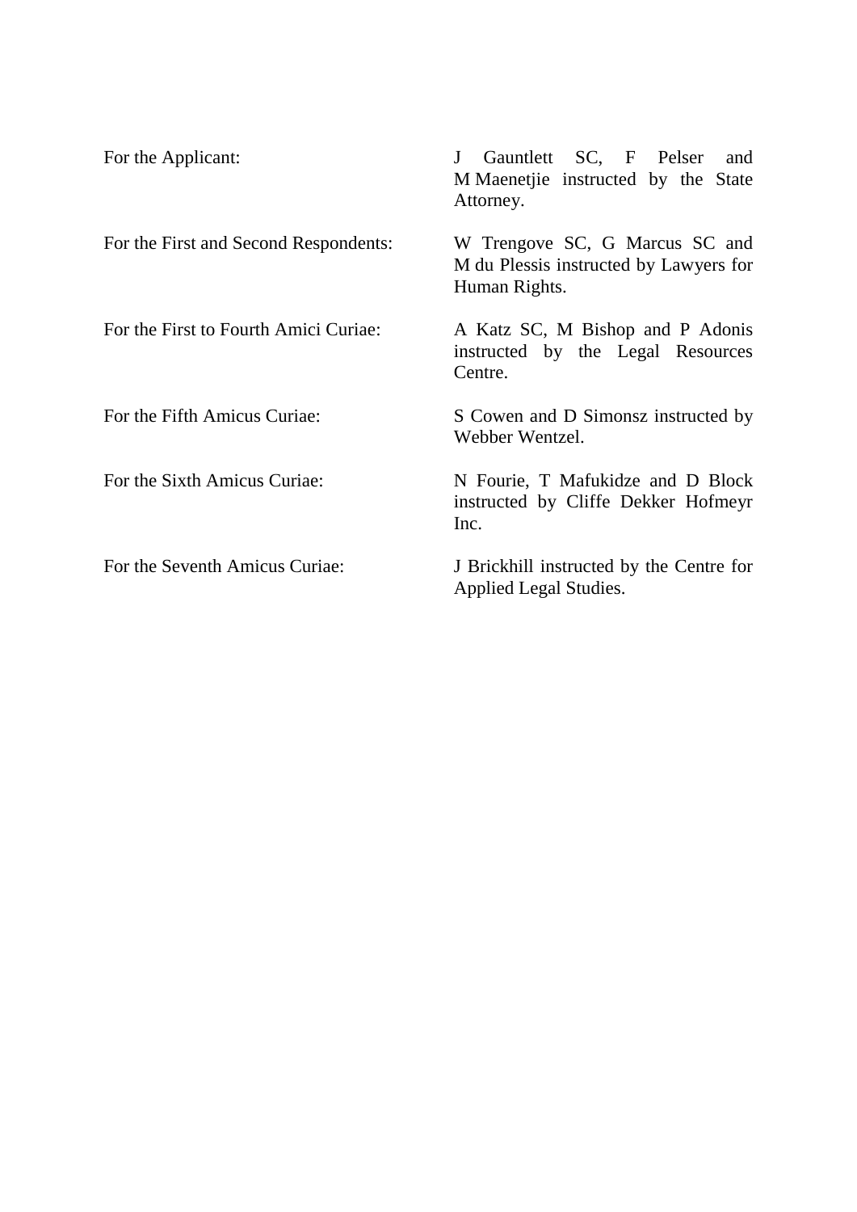For the Applicant: J Gauntlett SC, F Pelser and M Maenetjie instructed by the State Attorney.

For the First and Second Respondents: W Trengove SC, G Marcus SC and M du Plessis instructed by Lawyers for Human Rights.

For the First to Fourth Amici Curiae: A Katz SC, M Bishop and P Adonis instructed by the Legal Resources Centre.

For the Fifth Amicus Curiae: S Cowen and D Simonsz instructed by Webber Wentzel.

For the Sixth Amicus Curiae: N Fourie, T Mafukidze and D Block instructed by Cliffe Dekker Hofmeyr Inc.

For the Seventh Amicus Curiae: J Brickhill instructed by the Centre for Applied Legal Studies.